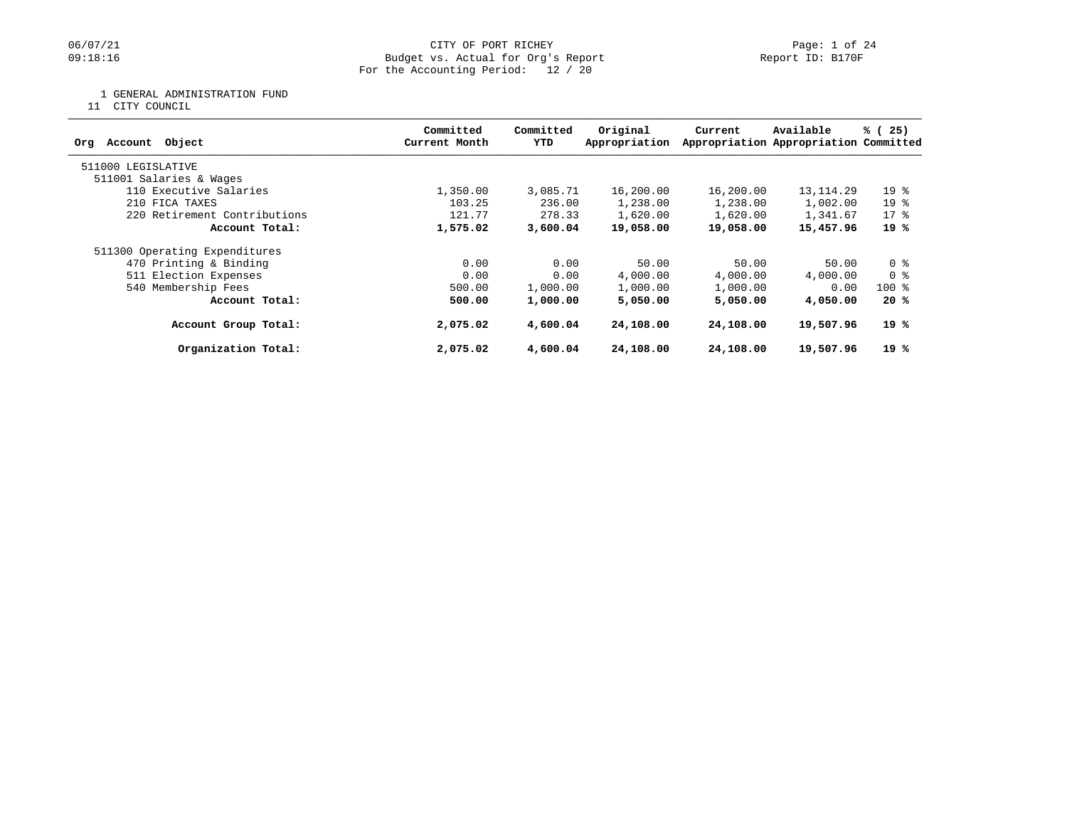CITY OF PORT RICHEY
Budget vs. Actual for Org's Report
For the Accounting Period: 12 / 20

06/07/21
09:18:16

Report ID: B170F

1 GENERAL ADMINISTRATION FUND
11 CITY COUNCIL

| Org Account Object | Committed Current Month | Committed YTD | Original Appropriation | Current Appropriation | Available Appropriation | % ( 25) Committed |
|---|---|---|---|---|---|---|
| 511000 LEGISLATIVE | | | | | | |
| 511001 Salaries & Wages | | | | | | |
| 110 Executive Salaries | 1,350.00 | 3,085.71 | 16,200.00 | 16,200.00 | 13,114.29 | 19 % |
| 210 FICA TAXES | 103.25 | 236.00 | 1,238.00 | 1,238.00 | 1,002.00 | 19 % |
| 220 Retirement Contributions | 121.77 | 278.33 | 1,620.00 | 1,620.00 | 1,341.67 | 17 % |
| **Account Total:** | **1,575.02** | **3,600.04** | **19,058.00** | **19,058.00** | **15,457.96** | **19 %** |
| 511300 Operating Expenditures | | | | | | |
| 470 Printing & Binding | 0.00 | 0.00 | 50.00 | 50.00 | 50.00 | 0 % |
| 511 Election Expenses | 0.00 | 0.00 | 4,000.00 | 4,000.00 | 4,000.00 | 0 % |
| 540 Membership Fees | 500.00 | 1,000.00 | 1,000.00 | 1,000.00 | 0.00 | 100 % |
| **Account Total:** | **500.00** | **1,000.00** | **5,050.00** | **5,050.00** | **4,050.00** | **20 %** |
| **Account Group Total:** | **2,075.02** | **4,600.04** | **24,108.00** | **24,108.00** | **19,507.96** | **19 %** |
| **Organization Total:** | **2,075.02** | **4,600.04** | **24,108.00** | **24,108.00** | **19,507.96** | **19 %** |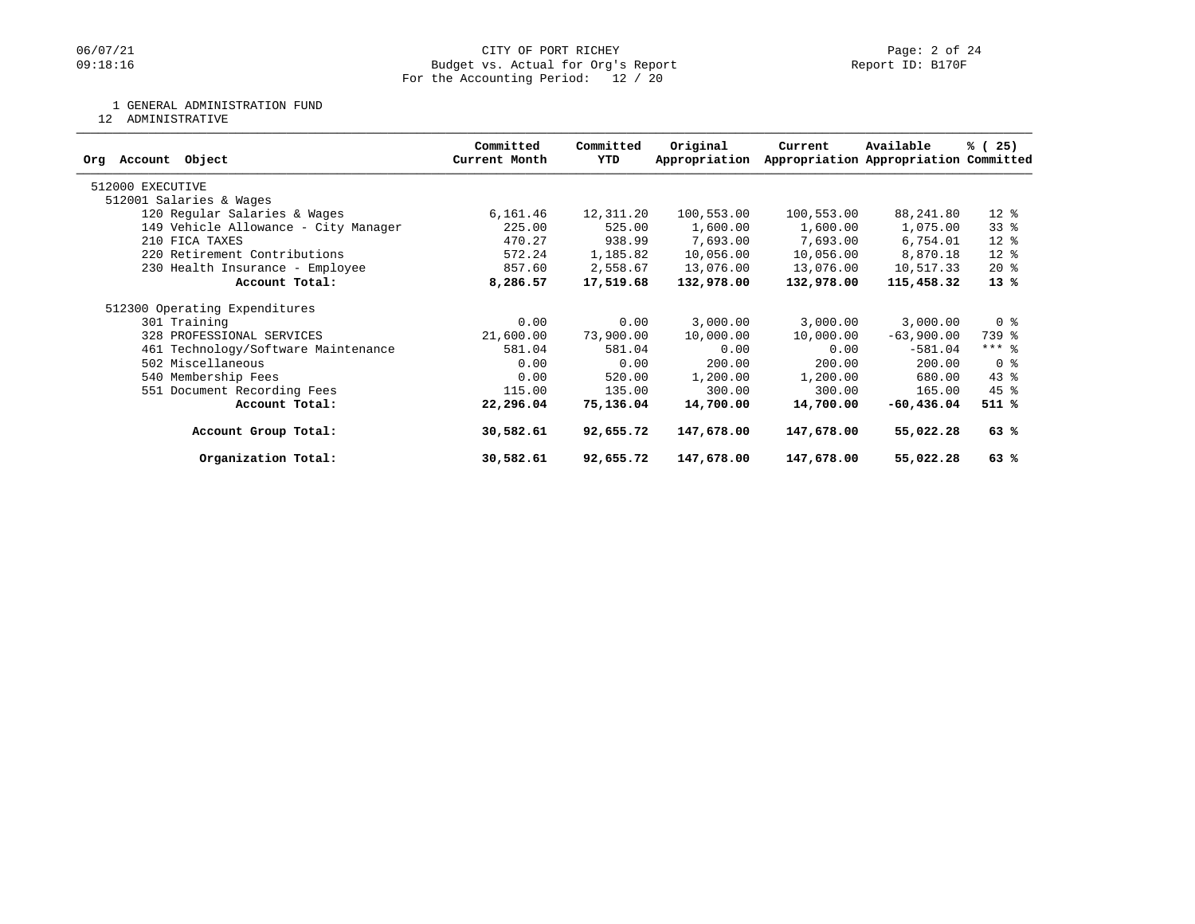CITY OF PORT RICHEY
Budget vs. Actual for Org's Report
For the Accounting Period: 12 / 20

1 GENERAL ADMINISTRATION FUND
12 ADMINISTRATIVE

| Org Account Object | Committed Current Month | Committed YTD | Original Appropriation | Current Appropriation | Available Appropriation | % ( 25) Committed |
|---|---|---|---|---|---|---|
| 512000 EXECUTIVE | | | | | | |
| 512001 Salaries & Wages | | | | | | |
| 120 Regular Salaries & Wages | 6,161.46 | 12,311.20 | 100,553.00 | 100,553.00 | 88,241.80 | 12 % |
| 149 Vehicle Allowance - City Manager | 225.00 | 525.00 | 1,600.00 | 1,600.00 | 1,075.00 | 33 % |
| 210 FICA TAXES | 470.27 | 938.99 | 7,693.00 | 7,693.00 | 6,754.01 | 12 % |
| 220 Retirement Contributions | 572.24 | 1,185.82 | 10,056.00 | 10,056.00 | 8,870.18 | 12 % |
| 230 Health Insurance - Employee | 857.60 | 2,558.67 | 13,076.00 | 13,076.00 | 10,517.33 | 20 % |
| **Account Total:** | **8,286.57** | **17,519.68** | **132,978.00** | **132,978.00** | **115,458.32** | **13 %** |
| 512300 Operating Expenditures | | | | | | |
| 301 Training | 0.00 | 0.00 | 3,000.00 | 3,000.00 | 3,000.00 | 0 % |
| 328 PROFESSIONAL SERVICES | 21,600.00 | 73,900.00 | 10,000.00 | 10,000.00 | -63,900.00 | 739 % |
| 461 Technology/Software Maintenance | 581.04 | 581.04 | 0.00 | 0.00 | -581.04 | *** % |
| 502 Miscellaneous | 0.00 | 0.00 | 200.00 | 200.00 | 200.00 | 0 % |
| 540 Membership Fees | 0.00 | 520.00 | 1,200.00 | 1,200.00 | 680.00 | 43 % |
| 551 Document Recording Fees | 115.00 | 135.00 | 300.00 | 300.00 | 165.00 | 45 % |
| **Account Total:** | **22,296.04** | **75,136.04** | **14,700.00** | **14,700.00** | **-60,436.04** | **511 %** |
| **Account Group Total:** | **30,582.61** | **92,655.72** | **147,678.00** | **147,678.00** | **55,022.28** | **63 %** |
| **Organization Total:** | **30,582.61** | **92,655.72** | **147,678.00** | **147,678.00** | **55,022.28** | **63 %** |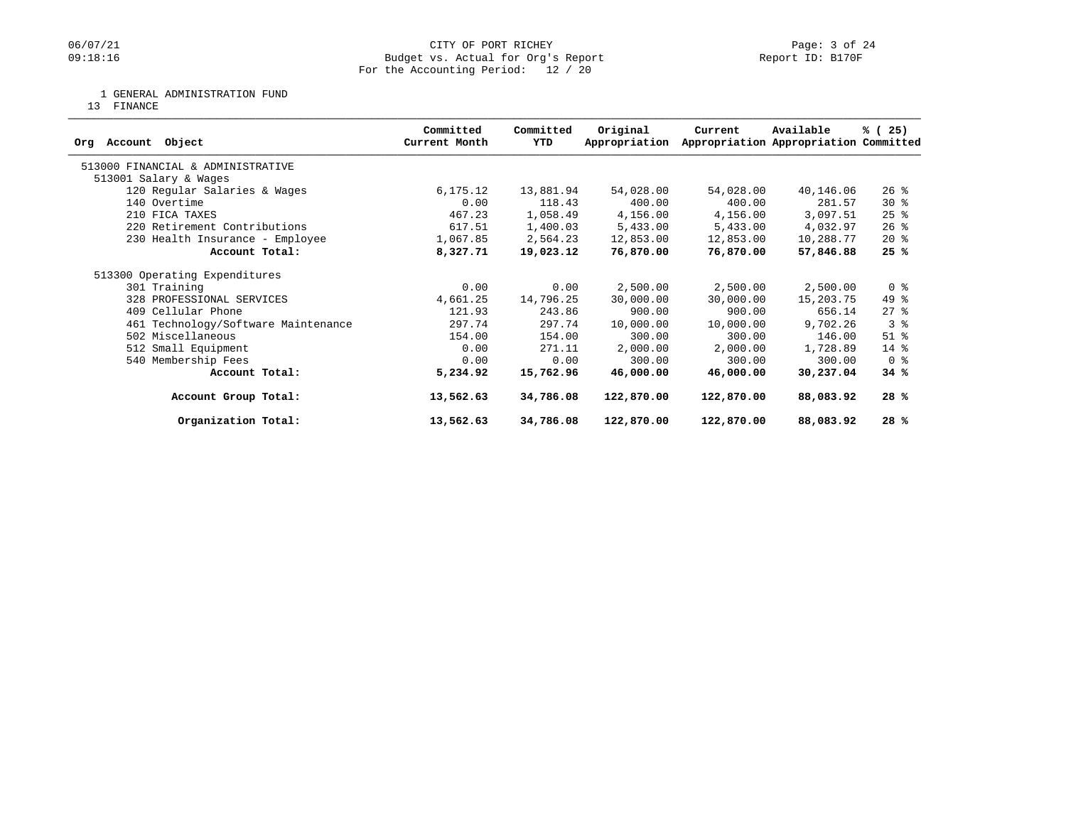CITY OF PORT RICHEY
Budget vs. Actual for Org's Report
For the Accounting Period: 12 / 20

06/07/21
09:18:16

Report ID: B170F

1 GENERAL ADMINISTRATION FUND
13 FINANCE

| Org Account Object | Committed Current Month | Committed YTD | Original Appropriation | Current Appropriation | Available Appropriation | % ( 25) Committed |
|---|---|---|---|---|---|---|
| 513000 FINANCIAL & ADMINISTRATIVE | | | | | | |
| 513001 Salary & Wages | | | | | | |
| 120 Regular Salaries & Wages | 6,175.12 | 13,881.94 | 54,028.00 | 54,028.00 | 40,146.06 | 26 % |
| 140 Overtime | 0.00 | 118.43 | 400.00 | 400.00 | 281.57 | 30 % |
| 210 FICA TAXES | 467.23 | 1,058.49 | 4,156.00 | 4,156.00 | 3,097.51 | 25 % |
| 220 Retirement Contributions | 617.51 | 1,400.03 | 5,433.00 | 5,433.00 | 4,032.97 | 26 % |
| 230 Health Insurance - Employee | 1,067.85 | 2,564.23 | 12,853.00 | 12,853.00 | 10,288.77 | 20 % |
| **Account Total:** | **8,327.71** | **19,023.12** | **76,870.00** | **76,870.00** | **57,846.88** | **25 %** |
| 513300 Operating Expenditures | | | | | | |
| 301 Training | 0.00 | 0.00 | 2,500.00 | 2,500.00 | 2,500.00 | 0 % |
| 328 PROFESSIONAL SERVICES | 4,661.25 | 14,796.25 | 30,000.00 | 30,000.00 | 15,203.75 | 49 % |
| 409 Cellular Phone | 121.93 | 243.86 | 900.00 | 900.00 | 656.14 | 27 % |
| 461 Technology/Software Maintenance | 297.74 | 297.74 | 10,000.00 | 10,000.00 | 9,702.26 | 3 % |
| 502 Miscellaneous | 154.00 | 154.00 | 300.00 | 300.00 | 146.00 | 51 % |
| 512 Small Equipment | 0.00 | 271.11 | 2,000.00 | 2,000.00 | 1,728.89 | 14 % |
| 540 Membership Fees | 0.00 | 0.00 | 300.00 | 300.00 | 300.00 | 0 % |
| **Account Total:** | **5,234.92** | **15,762.96** | **46,000.00** | **46,000.00** | **30,237.04** | **34 %** |
| **Account Group Total:** | **13,562.63** | **34,786.08** | **122,870.00** | **122,870.00** | **88,083.92** | **28 %** |
| **Organization Total:** | **13,562.63** | **34,786.08** | **122,870.00** | **122,870.00** | **88,083.92** | **28 %** |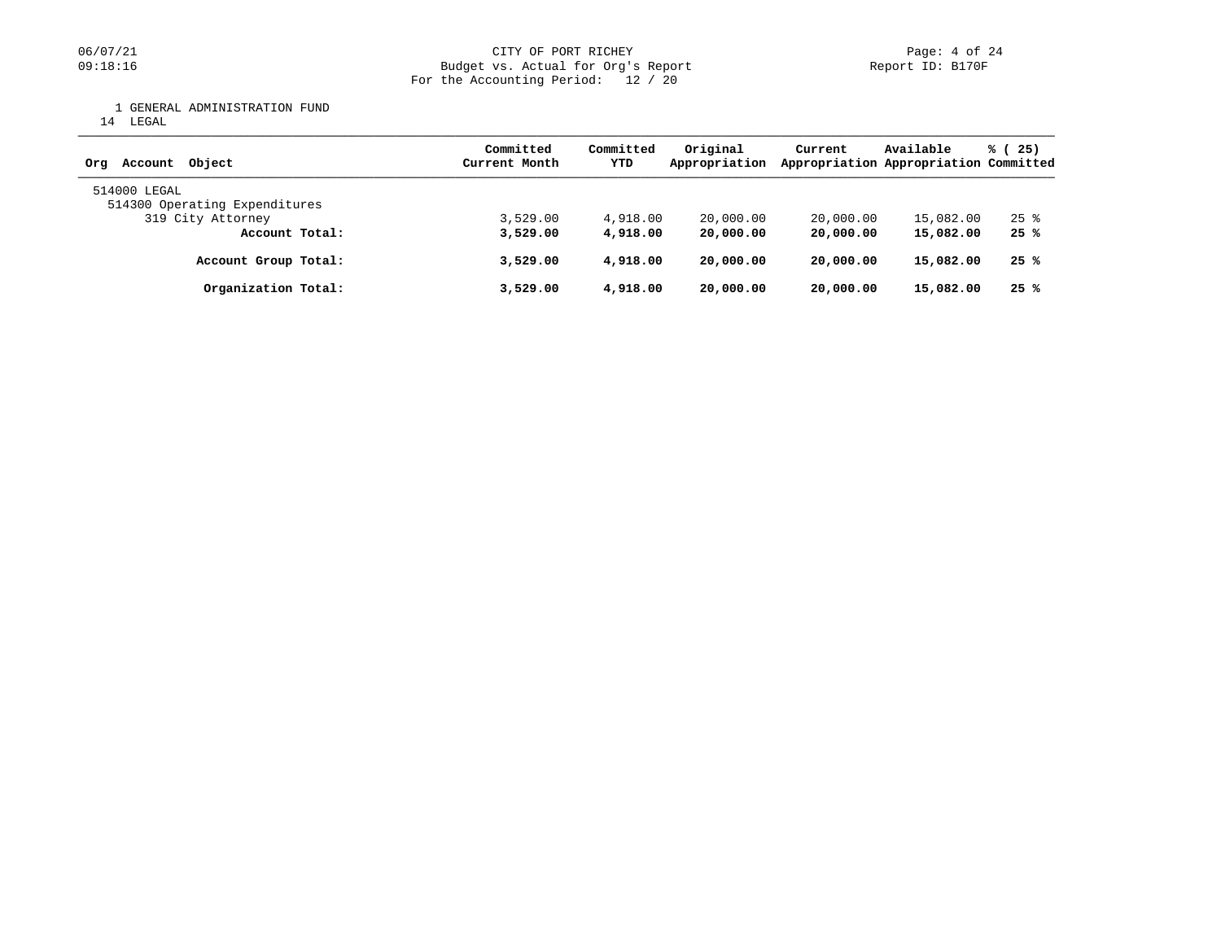CITY OF PORT RICHEY
Budget vs. Actual for Org's Report
For the Accounting Period: 12 / 20

1 GENERAL ADMINISTRATION FUND
14 LEGAL

| Org Account Object | Committed Current Month | Committed YTD | Original Appropriation | Current Appropriation | Available Appropriation | % ( 25) Committed |
|---|---|---|---|---|---|---|
| 514000 LEGAL | | | | | | |
| 514300 Operating Expenditures | | | | | | |
| 319 City Attorney | 3,529.00 | 4,918.00 | 20,000.00 | 20,000.00 | 15,082.00 | 25 % |
| **Account Total:** | **3,529.00** | **4,918.00** | **20,000.00** | **20,000.00** | **15,082.00** | **25 %** |
| **Account Group Total:** | **3,529.00** | **4,918.00** | **20,000.00** | **20,000.00** | **15,082.00** | **25 %** |
| **Organization Total:** | **3,529.00** | **4,918.00** | **20,000.00** | **20,000.00** | **15,082.00** | **25 %** |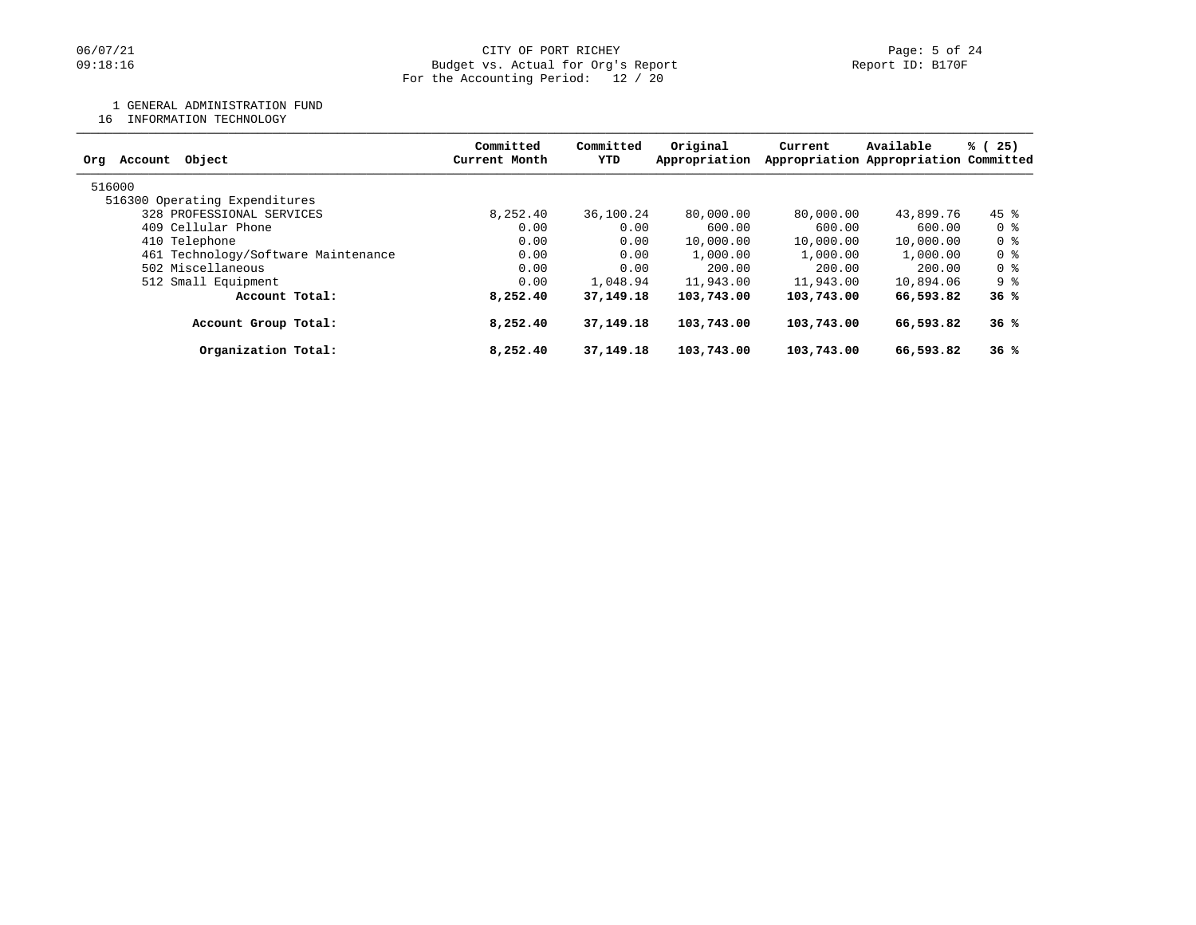CITY OF PORT RICHEY
Budget vs. Actual for Org's Report
For the Accounting Period: 12 / 20

06/07/21
09:18:16

Report ID: B170F

1 GENERAL ADMINISTRATION FUND
16 INFORMATION TECHNOLOGY

| Org Account Object | Committed Current Month | Committed YTD | Original Appropriation | Current Appropriation | Available Appropriation | % ( 25) Committed |
|---|---|---|---|---|---|---|
| 516000 | | | | | | |
| 516300 Operating Expenditures | | | | | | |
| 328 PROFESSIONAL SERVICES | 8,252.40 | 36,100.24 | 80,000.00 | 80,000.00 | 43,899.76 | 45 % |
| 409 Cellular Phone | 0.00 | 0.00 | 600.00 | 600.00 | 600.00 | 0 % |
| 410 Telephone | 0.00 | 0.00 | 10,000.00 | 10,000.00 | 10,000.00 | 0 % |
| 461 Technology/Software Maintenance | 0.00 | 0.00 | 1,000.00 | 1,000.00 | 1,000.00 | 0 % |
| 502 Miscellaneous | 0.00 | 0.00 | 200.00 | 200.00 | 200.00 | 0 % |
| 512 Small Equipment | 0.00 | 1,048.94 | 11,943.00 | 11,943.00 | 10,894.06 | 9 % |
| **Account Total:** | **8,252.40** | **37,149.18** | **103,743.00** | **103,743.00** | **66,593.82** | **36 %** |
| **Account Group Total:** | **8,252.40** | **37,149.18** | **103,743.00** | **103,743.00** | **66,593.82** | **36 %** |
| **Organization Total:** | **8,252.40** | **37,149.18** | **103,743.00** | **103,743.00** | **66,593.82** | **36 %** |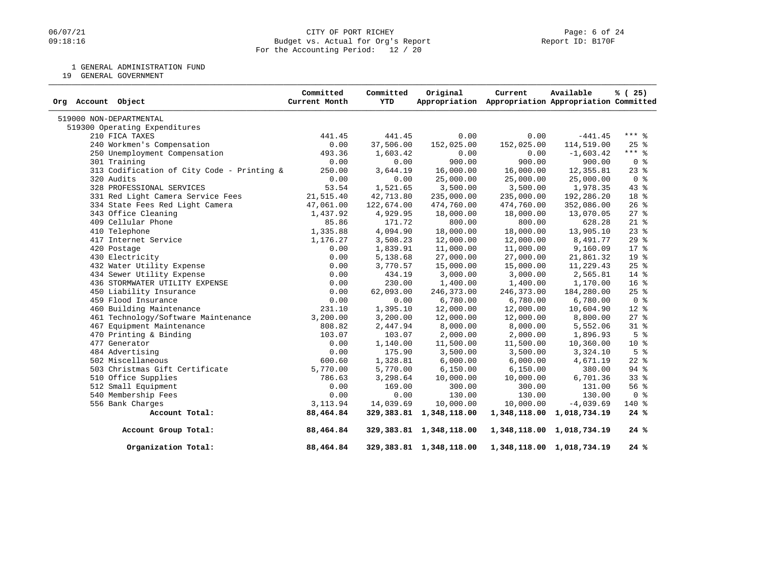CITY OF PORT RICHEY
Budget vs. Actual for Org's Report
For the Accounting Period: 12 / 20

Report ID: B170F

1 GENERAL ADMINISTRATION FUND
19 GENERAL GOVERNMENT

| Org Account Object | Committed Current Month | Committed YTD | Original Appropriation | Current Appropriation | Available Appropriation | % ( 25) Committed |
|---|---|---|---|---|---|---|
| 519000 NON-DEPARTMENTAL | | | | | | |
| 519300 Operating Expenditures | | | | | | |
| 210 FICA TAXES | 441.45 | 441.45 | 0.00 | 0.00 | -441.45 | *** % |
| 240 Workmen's Compensation | 0.00 | 37,506.00 | 152,025.00 | 152,025.00 | 114,519.00 | 25 % |
| 250 Unemployment Compensation | 493.36 | 1,603.42 | 0.00 | 0.00 | -1,603.42 | *** % |
| 301 Training | 0.00 | 0.00 | 900.00 | 900.00 | 900.00 | 0 % |
| 313 Codification of City Code - Printing & | 250.00 | 3,644.19 | 16,000.00 | 16,000.00 | 12,355.81 | 23 % |
| 320 Audits | 0.00 | 0.00 | 25,000.00 | 25,000.00 | 25,000.00 | 0 % |
| 328 PROFESSIONAL SERVICES | 53.54 | 1,521.65 | 3,500.00 | 3,500.00 | 1,978.35 | 43 % |
| 331 Red Light Camera Service Fees | 21,515.40 | 42,713.80 | 235,000.00 | 235,000.00 | 192,286.20 | 18 % |
| 334 State Fees Red Light Camera | 47,061.00 | 122,674.00 | 474,760.00 | 474,760.00 | 352,086.00 | 26 % |
| 343 Office Cleaning | 1,437.92 | 4,929.95 | 18,000.00 | 18,000.00 | 13,070.05 | 27 % |
| 409 Cellular Phone | 85.86 | 171.72 | 800.00 | 800.00 | 628.28 | 21 % |
| 410 Telephone | 1,335.88 | 4,094.90 | 18,000.00 | 18,000.00 | 13,905.10 | 23 % |
| 417 Internet Service | 1,176.27 | 3,508.23 | 12,000.00 | 12,000.00 | 8,491.77 | 29 % |
| 420 Postage | 0.00 | 1,839.91 | 11,000.00 | 11,000.00 | 9,160.09 | 17 % |
| 430 Electricity | 0.00 | 5,138.68 | 27,000.00 | 27,000.00 | 21,861.32 | 19 % |
| 432 Water Utility Expense | 0.00 | 3,770.57 | 15,000.00 | 15,000.00 | 11,229.43 | 25 % |
| 434 Sewer Utility Expense | 0.00 | 434.19 | 3,000.00 | 3,000.00 | 2,565.81 | 14 % |
| 436 STORMWATER UTILITY EXPENSE | 0.00 | 230.00 | 1,400.00 | 1,400.00 | 1,170.00 | 16 % |
| 450 Liability Insurance | 0.00 | 62,093.00 | 246,373.00 | 246,373.00 | 184,280.00 | 25 % |
| 459 Flood Insurance | 0.00 | 0.00 | 6,780.00 | 6,780.00 | 6,780.00 | 0 % |
| 460 Building Maintenance | 231.10 | 1,395.10 | 12,000.00 | 12,000.00 | 10,604.90 | 12 % |
| 461 Technology/Software Maintenance | 3,200.00 | 3,200.00 | 12,000.00 | 12,000.00 | 8,800.00 | 27 % |
| 467 Equipment Maintenance | 808.82 | 2,447.94 | 8,000.00 | 8,000.00 | 5,552.06 | 31 % |
| 470 Printing & Binding | 103.07 | 103.07 | 2,000.00 | 2,000.00 | 1,896.93 | 5 % |
| 477 Generator | 0.00 | 1,140.00 | 11,500.00 | 11,500.00 | 10,360.00 | 10 % |
| 484 Advertising | 0.00 | 175.90 | 3,500.00 | 3,500.00 | 3,324.10 | 5 % |
| 502 Miscellaneous | 600.60 | 1,328.81 | 6,000.00 | 6,000.00 | 4,671.19 | 22 % |
| 503 Christmas Gift Certificate | 5,770.00 | 5,770.00 | 6,150.00 | 6,150.00 | 380.00 | 94 % |
| 510 Office Supplies | 786.63 | 3,298.64 | 10,000.00 | 10,000.00 | 6,701.36 | 33 % |
| 512 Small Equipment | 0.00 | 169.00 | 300.00 | 300.00 | 131.00 | 56 % |
| 540 Membership Fees | 0.00 | 0.00 | 130.00 | 130.00 | 130.00 | 0 % |
| 556 Bank Charges | 3,113.94 | 14,039.69 | 10,000.00 | 10,000.00 | -4,039.69 | 140 % |
| **Account Total:** | **88,464.84** | **329,383.81** | **1,348,118.00** | **1,348,118.00** | **1,018,734.19** | **24 %** |
| **Account Group Total:** | **88,464.84** | **329,383.81** | **1,348,118.00** | **1,348,118.00** | **1,018,734.19** | **24 %** |
| **Organization Total:** | **88,464.84** | **329,383.81** | **1,348,118.00** | **1,348,118.00** | **1,018,734.19** | **24 %** |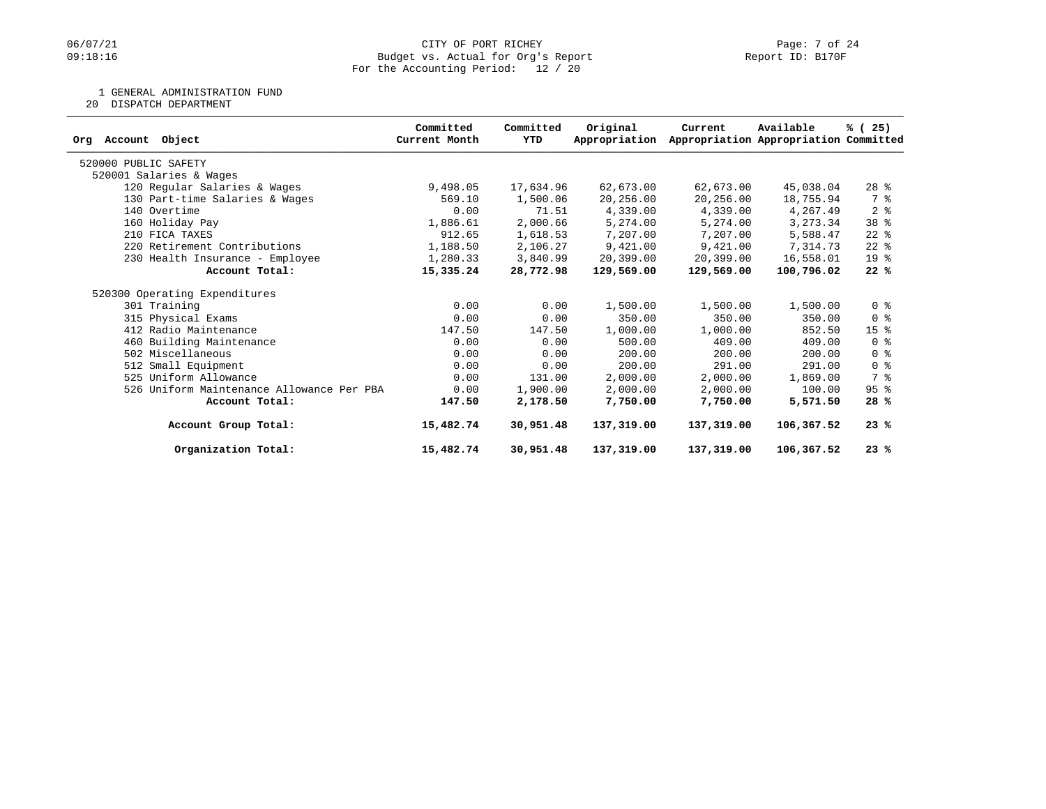CITY OF PORT RICHEY
Budget vs. Actual for Org's Report
For the Accounting Period: 12 / 20

1 GENERAL ADMINISTRATION FUND
20 DISPATCH DEPARTMENT

| Org Account Object | Committed Current Month | Committed YTD | Original Appropriation | Current Appropriation | Available Appropriation | % ( 25) Committed |
|---|---|---|---|---|---|---|
| 520000 PUBLIC SAFETY | | | | | | |
| 520001 Salaries & Wages | | | | | | |
| 120 Regular Salaries & Wages | 9,498.05 | 17,634.96 | 62,673.00 | 62,673.00 | 45,038.04 | 28 % |
| 130 Part-time Salaries & Wages | 569.10 | 1,500.06 | 20,256.00 | 20,256.00 | 18,755.94 | 7 % |
| 140 Overtime | 0.00 | 71.51 | 4,339.00 | 4,339.00 | 4,267.49 | 2 % |
| 160 Holiday Pay | 1,886.61 | 2,000.66 | 5,274.00 | 5,274.00 | 3,273.34 | 38 % |
| 210 FICA TAXES | 912.65 | 1,618.53 | 7,207.00 | 7,207.00 | 5,588.47 | 22 % |
| 220 Retirement Contributions | 1,188.50 | 2,106.27 | 9,421.00 | 9,421.00 | 7,314.73 | 22 % |
| 230 Health Insurance - Employee | 1,280.33 | 3,840.99 | 20,399.00 | 20,399.00 | 16,558.01 | 19 % |
| **Account Total:** | **15,335.24** | **28,772.98** | **129,569.00** | **129,569.00** | **100,796.02** | **22 %** |
| 520300 Operating Expenditures | | | | | | |
| 301 Training | 0.00 | 0.00 | 1,500.00 | 1,500.00 | 1,500.00 | 0 % |
| 315 Physical Exams | 0.00 | 0.00 | 350.00 | 350.00 | 350.00 | 0 % |
| 412 Radio Maintenance | 147.50 | 147.50 | 1,000.00 | 1,000.00 | 852.50 | 15 % |
| 460 Building Maintenance | 0.00 | 0.00 | 500.00 | 409.00 | 409.00 | 0 % |
| 502 Miscellaneous | 0.00 | 0.00 | 200.00 | 200.00 | 200.00 | 0 % |
| 512 Small Equipment | 0.00 | 0.00 | 200.00 | 291.00 | 291.00 | 0 % |
| 525 Uniform Allowance | 0.00 | 131.00 | 2,000.00 | 2,000.00 | 1,869.00 | 7 % |
| 526 Uniform Maintenance Allowance Per PBA | 0.00 | 1,900.00 | 2,000.00 | 2,000.00 | 100.00 | 95 % |
| **Account Total:** | **147.50** | **2,178.50** | **7,750.00** | **7,750.00** | **5,571.50** | **28 %** |
| **Account Group Total:** | **15,482.74** | **30,951.48** | **137,319.00** | **137,319.00** | **106,367.52** | **23 %** |
| **Organization Total:** | **15,482.74** | **30,951.48** | **137,319.00** | **137,319.00** | **106,367.52** | **23 %** |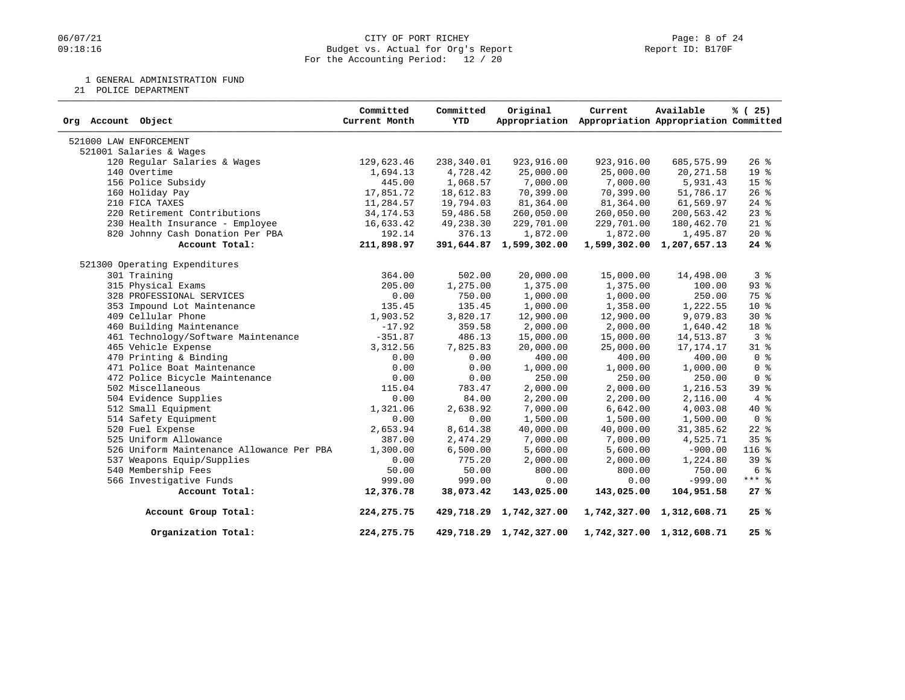CITY OF PORT RICHEY
Budget vs. Actual for Org's Report
For the Accounting Period: 12 / 20

1 GENERAL ADMINISTRATION FUND
21 POLICE DEPARTMENT

| Org Account Object | Committed Current Month | Committed YTD | Original Appropriation | Current Appropriation | Available Appropriation | % ( 25) Committed |
|---|---|---|---|---|---|---|
| 521000 LAW ENFORCEMENT | | | | | | |
| 521001 Salaries & Wages | | | | | | |
| 120 Regular Salaries & Wages | 129,623.46 | 238,340.01 | 923,916.00 | 923,916.00 | 685,575.99 | 26 % |
| 140 Overtime | 1,694.13 | 4,728.42 | 25,000.00 | 25,000.00 | 20,271.58 | 19 % |
| 156 Police Subsidy | 445.00 | 1,068.57 | 7,000.00 | 7,000.00 | 5,931.43 | 15 % |
| 160 Holiday Pay | 17,851.72 | 18,612.83 | 70,399.00 | 70,399.00 | 51,786.17 | 26 % |
| 210 FICA TAXES | 11,284.57 | 19,794.03 | 81,364.00 | 81,364.00 | 61,569.97 | 24 % |
| 220 Retirement Contributions | 34,174.53 | 59,486.58 | 260,050.00 | 260,050.00 | 200,563.42 | 23 % |
| 230 Health Insurance - Employee | 16,633.42 | 49,238.30 | 229,701.00 | 229,701.00 | 180,462.70 | 21 % |
| 820 Johnny Cash Donation Per PBA | 192.14 | 376.13 | 1,872.00 | 1,872.00 | 1,495.87 | 20 % |
| **Account Total:** | **211,898.97** | **391,644.87** | **1,599,302.00** | **1,599,302.00** | **1,207,657.13** | **24 %** |
| 521300 Operating Expenditures | | | | | | |
| 301 Training | 364.00 | 502.00 | 20,000.00 | 15,000.00 | 14,498.00 | 3 % |
| 315 Physical Exams | 205.00 | 1,275.00 | 1,375.00 | 1,375.00 | 100.00 | 93 % |
| 328 PROFESSIONAL SERVICES | 0.00 | 750.00 | 1,000.00 | 1,000.00 | 250.00 | 75 % |
| 353 Impound Lot Maintenance | 135.45 | 135.45 | 1,000.00 | 1,358.00 | 1,222.55 | 10 % |
| 409 Cellular Phone | 1,903.52 | 3,820.17 | 12,900.00 | 12,900.00 | 9,079.83 | 30 % |
| 460 Building Maintenance | -17.92 | 359.58 | 2,000.00 | 2,000.00 | 1,640.42 | 18 % |
| 461 Technology/Software Maintenance | -351.87 | 486.13 | 15,000.00 | 15,000.00 | 14,513.87 | 3 % |
| 465 Vehicle Expense | 3,312.56 | 7,825.83 | 20,000.00 | 25,000.00 | 17,174.17 | 31 % |
| 470 Printing & Binding | 0.00 | 0.00 | 400.00 | 400.00 | 400.00 | 0 % |
| 471 Police Boat Maintenance | 0.00 | 0.00 | 1,000.00 | 1,000.00 | 1,000.00 | 0 % |
| 472 Police Bicycle Maintenance | 0.00 | 0.00 | 250.00 | 250.00 | 250.00 | 0 % |
| 502 Miscellaneous | 115.04 | 783.47 | 2,000.00 | 2,000.00 | 1,216.53 | 39 % |
| 504 Evidence Supplies | 0.00 | 84.00 | 2,200.00 | 2,200.00 | 2,116.00 | 4 % |
| 512 Small Equipment | 1,321.06 | 2,638.92 | 7,000.00 | 6,642.00 | 4,003.08 | 40 % |
| 514 Safety Equipment | 0.00 | 0.00 | 1,500.00 | 1,500.00 | 1,500.00 | 0 % |
| 520 Fuel Expense | 2,653.94 | 8,614.38 | 40,000.00 | 40,000.00 | 31,385.62 | 22 % |
| 525 Uniform Allowance | 387.00 | 2,474.29 | 7,000.00 | 7,000.00 | 4,525.71 | 35 % |
| 526 Uniform Maintenance Allowance Per PBA | 1,300.00 | 6,500.00 | 5,600.00 | 5,600.00 | -900.00 | 116 % |
| 537 Weapons Equip/Supplies | 0.00 | 775.20 | 2,000.00 | 2,000.00 | 1,224.80 | 39 % |
| 540 Membership Fees | 50.00 | 50.00 | 800.00 | 800.00 | 750.00 | 6 % |
| 566 Investigative Funds | 999.00 | 999.00 | 0.00 | 0.00 | -999.00 | *** % |
| **Account Total:** | **12,376.78** | **38,073.42** | **143,025.00** | **143,025.00** | **104,951.58** | **27 %** |
| **Account Group Total:** | **224,275.75** | **429,718.29** | **1,742,327.00** | **1,742,327.00** | **1,312,608.71** | **25 %** |
| **Organization Total:** | **224,275.75** | **429,718.29** | **1,742,327.00** | **1,742,327.00** | **1,312,608.71** | **25 %** |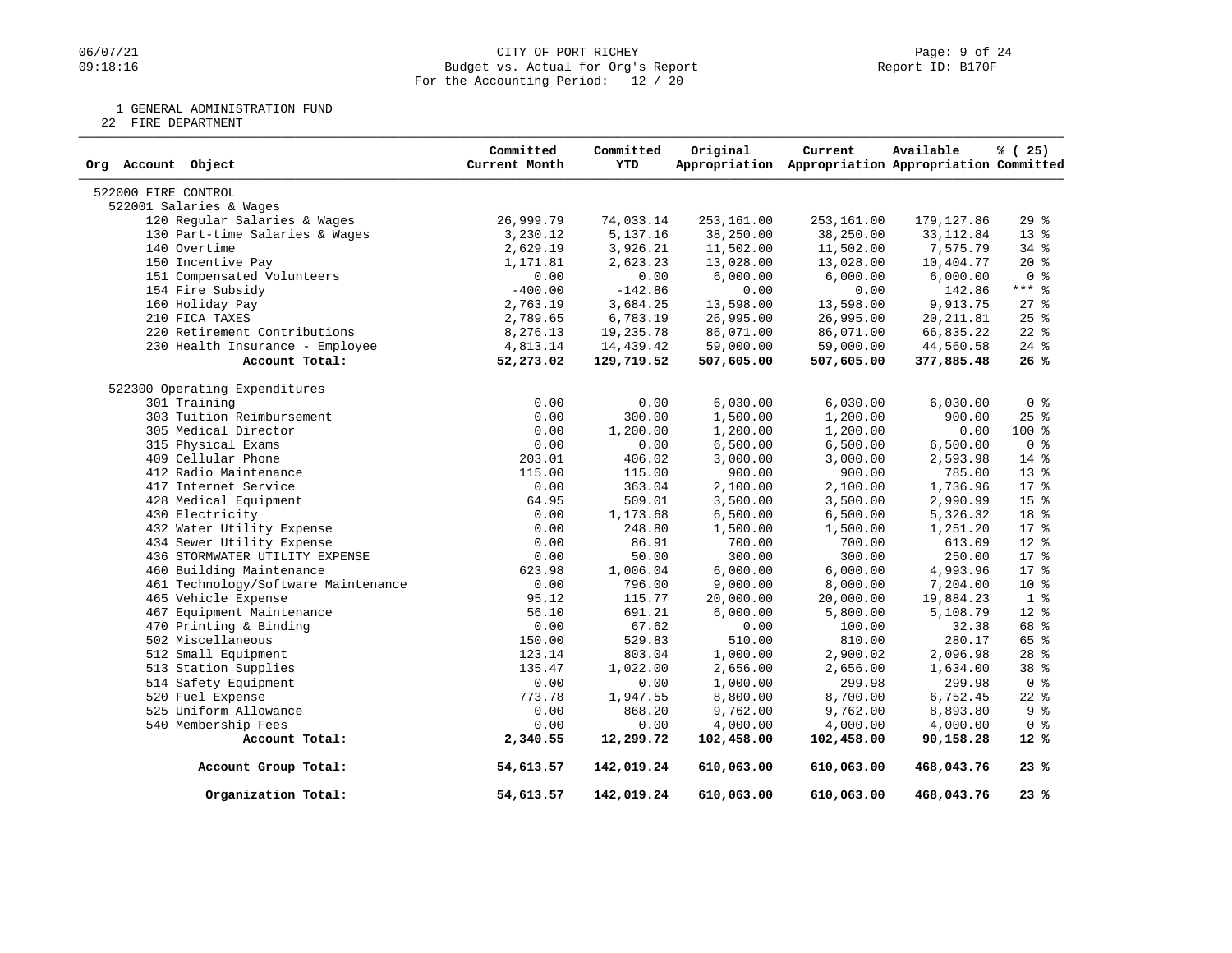CITY OF PORT RICHEY
Budget vs. Actual for Org's Report
For the Accounting Period: 12 / 20

1 GENERAL ADMINISTRATION FUND
22 FIRE DEPARTMENT

| Org Account Object | Committed Current Month | Committed YTD | Original Appropriation | Current Appropriation | Available Appropriation | % ( 25) Committed |
|---|---|---|---|---|---|---|
| 522000 FIRE CONTROL | | | | | | |
| 522001 Salaries & Wages | | | | | | |
| 120 Regular Salaries & Wages | 26,999.79 | 74,033.14 | 253,161.00 | 253,161.00 | 179,127.86 | 29 % |
| 130 Part-time Salaries & Wages | 3,230.12 | 5,137.16 | 38,250.00 | 38,250.00 | 33,112.84 | 13 % |
| 140 Overtime | 2,629.19 | 3,926.21 | 11,502.00 | 11,502.00 | 7,575.79 | 34 % |
| 150 Incentive Pay | 1,171.81 | 2,623.23 | 13,028.00 | 13,028.00 | 10,404.77 | 20 % |
| 151 Compensated Volunteers | 0.00 | 0.00 | 6,000.00 | 6,000.00 | 6,000.00 | 0 % |
| 154 Fire Subsidy | -400.00 | -142.86 | 0.00 | 0.00 | 142.86 | *** % |
| 160 Holiday Pay | 2,763.19 | 3,684.25 | 13,598.00 | 13,598.00 | 9,913.75 | 27 % |
| 210 FICA TAXES | 2,789.65 | 6,783.19 | 26,995.00 | 26,995.00 | 20,211.81 | 25 % |
| 220 Retirement Contributions | 8,276.13 | 19,235.78 | 86,071.00 | 86,071.00 | 66,835.22 | 22 % |
| 230 Health Insurance - Employee | 4,813.14 | 14,439.42 | 59,000.00 | 59,000.00 | 44,560.58 | 24 % |
| **Account Total:** | **52,273.02** | **129,719.52** | **507,605.00** | **507,605.00** | **377,885.48** | **26 %** |
| 522300 Operating Expenditures | | | | | | |
| 301 Training | 0.00 | 0.00 | 6,030.00 | 6,030.00 | 6,030.00 | 0 % |
| 303 Tuition Reimbursement | 0.00 | 300.00 | 1,500.00 | 1,200.00 | 900.00 | 25 % |
| 305 Medical Director | 0.00 | 1,200.00 | 1,200.00 | 1,200.00 | 0.00 | 100 % |
| 315 Physical Exams | 0.00 | 0.00 | 6,500.00 | 6,500.00 | 6,500.00 | 0 % |
| 409 Cellular Phone | 203.01 | 406.02 | 3,000.00 | 3,000.00 | 2,593.98 | 14 % |
| 412 Radio Maintenance | 115.00 | 115.00 | 900.00 | 900.00 | 785.00 | 13 % |
| 417 Internet Service | 0.00 | 363.04 | 2,100.00 | 2,100.00 | 1,736.96 | 17 % |
| 428 Medical Equipment | 64.95 | 509.01 | 3,500.00 | 3,500.00 | 2,990.99 | 15 % |
| 430 Electricity | 0.00 | 1,173.68 | 6,500.00 | 6,500.00 | 5,326.32 | 18 % |
| 432 Water Utility Expense | 0.00 | 248.80 | 1,500.00 | 1,500.00 | 1,251.20 | 17 % |
| 434 Sewer Utility Expense | 0.00 | 86.91 | 700.00 | 700.00 | 613.09 | 12 % |
| 436 STORMWATER UTILITY EXPENSE | 0.00 | 50.00 | 300.00 | 300.00 | 250.00 | 17 % |
| 460 Building Maintenance | 623.98 | 1,006.04 | 6,000.00 | 6,000.00 | 4,993.96 | 17 % |
| 461 Technology/Software Maintenance | 0.00 | 796.00 | 9,000.00 | 8,000.00 | 7,204.00 | 10 % |
| 465 Vehicle Expense | 95.12 | 115.77 | 20,000.00 | 20,000.00 | 19,884.23 | 1 % |
| 467 Equipment Maintenance | 56.10 | 691.21 | 6,000.00 | 5,800.00 | 5,108.79 | 12 % |
| 470 Printing & Binding | 0.00 | 67.62 | 0.00 | 100.00 | 32.38 | 68 % |
| 502 Miscellaneous | 150.00 | 529.83 | 510.00 | 810.00 | 280.17 | 65 % |
| 512 Small Equipment | 123.14 | 803.04 | 1,000.00 | 2,900.02 | 2,096.98 | 28 % |
| 513 Station Supplies | 135.47 | 1,022.00 | 2,656.00 | 2,656.00 | 1,634.00 | 38 % |
| 514 Safety Equipment | 0.00 | 0.00 | 1,000.00 | 299.98 | 299.98 | 0 % |
| 520 Fuel Expense | 773.78 | 1,947.55 | 8,800.00 | 8,700.00 | 6,752.45 | 22 % |
| 525 Uniform Allowance | 0.00 | 868.20 | 9,762.00 | 9,762.00 | 8,893.80 | 9 % |
| 540 Membership Fees | 0.00 | 0.00 | 4,000.00 | 4,000.00 | 4,000.00 | 0 % |
| **Account Total:** | **2,340.55** | **12,299.72** | **102,458.00** | **102,458.00** | **90,158.28** | **12 %** |
| **Account Group Total:** | **54,613.57** | **142,019.24** | **610,063.00** | **610,063.00** | **468,043.76** | **23 %** |
| **Organization Total:** | **54,613.57** | **142,019.24** | **610,063.00** | **610,063.00** | **468,043.76** | **23 %** |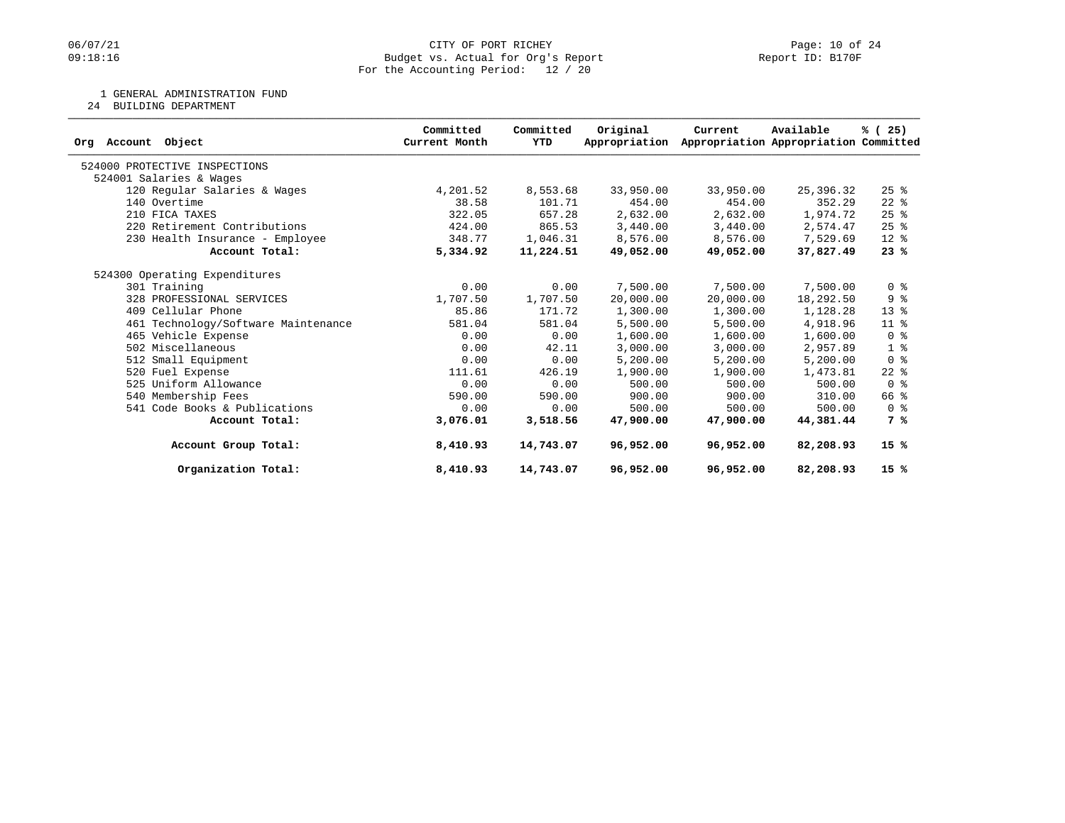CITY OF PORT RICHEY
Budget vs. Actual for Org's Report
For the Accounting Period: 12 / 20

06/07/21
09:18:16

Report ID: B170F

1 GENERAL ADMINISTRATION FUND
24 BUILDING DEPARTMENT

| Org Account Object | Committed Current Month | Committed YTD | Original Appropriation | Current Appropriation | Available Appropriation | % ( 25) Committed |
|---|---|---|---|---|---|---|
| 524000 PROTECTIVE INSPECTIONS | | | | | | |
| 524001 Salaries & Wages | | | | | | |
| 120 Regular Salaries & Wages | 4,201.52 | 8,553.68 | 33,950.00 | 33,950.00 | 25,396.32 | 25 % |
| 140 Overtime | 38.58 | 101.71 | 454.00 | 454.00 | 352.29 | 22 % |
| 210 FICA TAXES | 322.05 | 657.28 | 2,632.00 | 2,632.00 | 1,974.72 | 25 % |
| 220 Retirement Contributions | 424.00 | 865.53 | 3,440.00 | 3,440.00 | 2,574.47 | 25 % |
| 230 Health Insurance - Employee | 348.77 | 1,046.31 | 8,576.00 | 8,576.00 | 7,529.69 | 12 % |
| **Account Total:** | **5,334.92** | **11,224.51** | **49,052.00** | **49,052.00** | **37,827.49** | **23 %** |
| 524300 Operating Expenditures | | | | | | |
| 301 Training | 0.00 | 0.00 | 7,500.00 | 7,500.00 | 7,500.00 | 0 % |
| 328 PROFESSIONAL SERVICES | 1,707.50 | 1,707.50 | 20,000.00 | 20,000.00 | 18,292.50 | 9 % |
| 409 Cellular Phone | 85.86 | 171.72 | 1,300.00 | 1,300.00 | 1,128.28 | 13 % |
| 461 Technology/Software Maintenance | 581.04 | 581.04 | 5,500.00 | 5,500.00 | 4,918.96 | 11 % |
| 465 Vehicle Expense | 0.00 | 0.00 | 1,600.00 | 1,600.00 | 1,600.00 | 0 % |
| 502 Miscellaneous | 0.00 | 42.11 | 3,000.00 | 3,000.00 | 2,957.89 | 1 % |
| 512 Small Equipment | 0.00 | 0.00 | 5,200.00 | 5,200.00 | 5,200.00 | 0 % |
| 520 Fuel Expense | 111.61 | 426.19 | 1,900.00 | 1,900.00 | 1,473.81 | 22 % |
| 525 Uniform Allowance | 0.00 | 0.00 | 500.00 | 500.00 | 500.00 | 0 % |
| 540 Membership Fees | 590.00 | 590.00 | 900.00 | 900.00 | 310.00 | 66 % |
| 541 Code Books & Publications | 0.00 | 0.00 | 500.00 | 500.00 | 500.00 | 0 % |
| **Account Total:** | **3,076.01** | **3,518.56** | **47,900.00** | **47,900.00** | **44,381.44** | **7 %** |
| **Account Group Total:** | **8,410.93** | **14,743.07** | **96,952.00** | **96,952.00** | **82,208.93** | **15 %** |
| **Organization Total:** | **8,410.93** | **14,743.07** | **96,952.00** | **96,952.00** | **82,208.93** | **15 %** |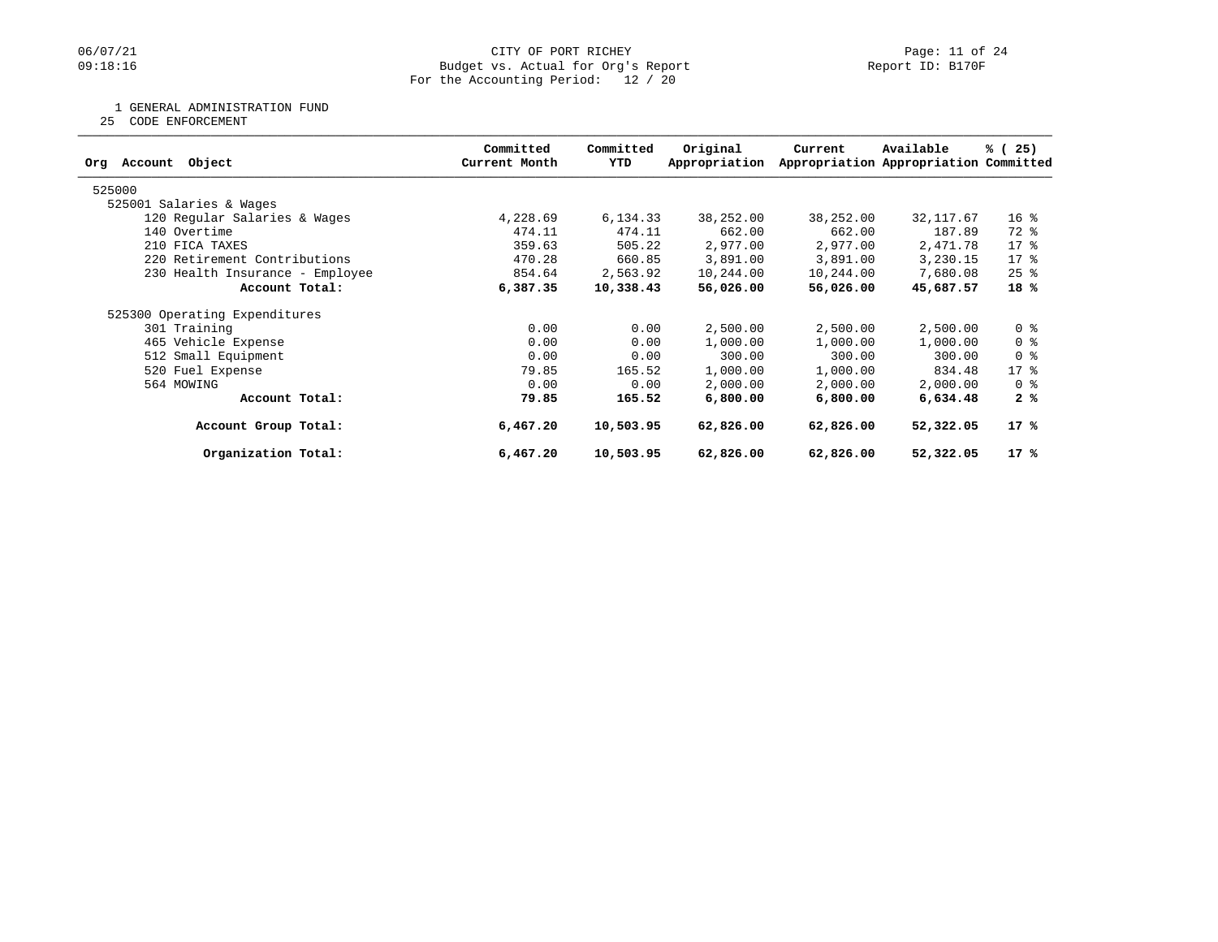CITY OF PORT RICHEY
Budget vs. Actual for Org's Report
For the Accounting Period: 12 / 20

06/07/21
09:18:16

Report ID: B170F

1 GENERAL ADMINISTRATION FUND
25 CODE ENFORCEMENT

| Org Account Object | Committed Current Month | Committed YTD | Original Appropriation | Current Appropriation | Available Appropriation | % ( 25) Committed |
|---|---|---|---|---|---|---|
| 525000 | | | | | | |
| 525001 Salaries & Wages | | | | | | |
| 120 Regular Salaries & Wages | 4,228.69 | 6,134.33 | 38,252.00 | 38,252.00 | 32,117.67 | 16 % |
| 140 Overtime | 474.11 | 474.11 | 662.00 | 662.00 | 187.89 | 72 % |
| 210 FICA TAXES | 359.63 | 505.22 | 2,977.00 | 2,977.00 | 2,471.78 | 17 % |
| 220 Retirement Contributions | 470.28 | 660.85 | 3,891.00 | 3,891.00 | 3,230.15 | 17 % |
| 230 Health Insurance - Employee | 854.64 | 2,563.92 | 10,244.00 | 10,244.00 | 7,680.08 | 25 % |
| **Account Total:** | **6,387.35** | **10,338.43** | **56,026.00** | **56,026.00** | **45,687.57** | **18 %** |
| 525300 Operating Expenditures | | | | | | |
| 301 Training | 0.00 | 0.00 | 2,500.00 | 2,500.00 | 2,500.00 | 0 % |
| 465 Vehicle Expense | 0.00 | 0.00 | 1,000.00 | 1,000.00 | 1,000.00 | 0 % |
| 512 Small Equipment | 0.00 | 0.00 | 300.00 | 300.00 | 300.00 | 0 % |
| 520 Fuel Expense | 79.85 | 165.52 | 1,000.00 | 1,000.00 | 834.48 | 17 % |
| 564 MOWING | 0.00 | 0.00 | 2,000.00 | 2,000.00 | 2,000.00 | 0 % |
| **Account Total:** | **79.85** | **165.52** | **6,800.00** | **6,800.00** | **6,634.48** | **2 %** |
| **Account Group Total:** | **6,467.20** | **10,503.95** | **62,826.00** | **62,826.00** | **52,322.05** | **17 %** |
| **Organization Total:** | **6,467.20** | **10,503.95** | **62,826.00** | **62,826.00** | **52,322.05** | **17 %** |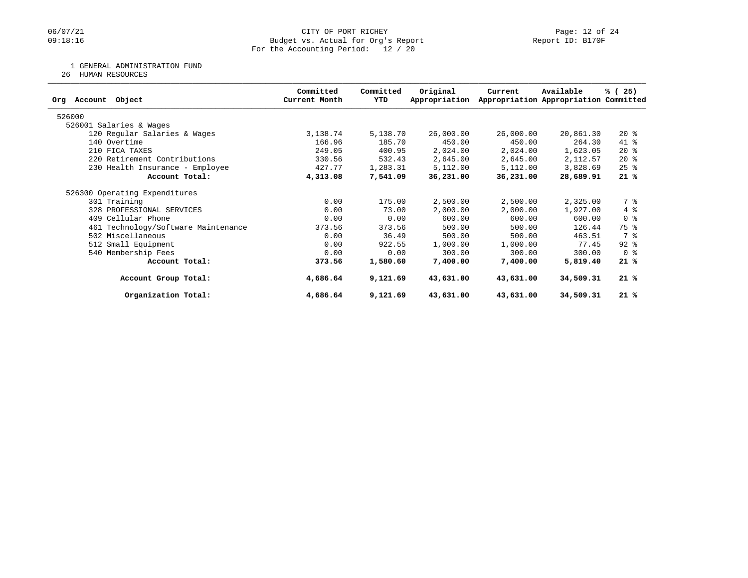CITY OF PORT RICHEY
Budget vs. Actual for Org's Report
For the Accounting Period: 12 / 20

1 GENERAL ADMINISTRATION FUND
26 HUMAN RESOURCES

| Org Account Object | Committed Current Month | Committed YTD | Original Appropriation | Current Appropriation | Available Appropriation | % ( 25) Committed |
|---|---|---|---|---|---|---|
| 526000 | | | | | | |
| 526001 Salaries & Wages | | | | | | |
| 120 Regular Salaries & Wages | 3,138.74 | 5,138.70 | 26,000.00 | 26,000.00 | 20,861.30 | 20 % |
| 140 Overtime | 166.96 | 185.70 | 450.00 | 450.00 | 264.30 | 41 % |
| 210 FICA TAXES | 249.05 | 400.95 | 2,024.00 | 2,024.00 | 1,623.05 | 20 % |
| 220 Retirement Contributions | 330.56 | 532.43 | 2,645.00 | 2,645.00 | 2,112.57 | 20 % |
| 230 Health Insurance - Employee | 427.77 | 1,283.31 | 5,112.00 | 5,112.00 | 3,828.69 | 25 % |
| **Account Total:** | **4,313.08** | **7,541.09** | **36,231.00** | **36,231.00** | **28,689.91** | **21 %** |
| 526300 Operating Expenditures | | | | | | |
| 301 Training | 0.00 | 175.00 | 2,500.00 | 2,500.00 | 2,325.00 | 7 % |
| 328 PROFESSIONAL SERVICES | 0.00 | 73.00 | 2,000.00 | 2,000.00 | 1,927.00 | 4 % |
| 409 Cellular Phone | 0.00 | 0.00 | 600.00 | 600.00 | 600.00 | 0 % |
| 461 Technology/Software Maintenance | 373.56 | 373.56 | 500.00 | 500.00 | 126.44 | 75 % |
| 502 Miscellaneous | 0.00 | 36.49 | 500.00 | 500.00 | 463.51 | 7 % |
| 512 Small Equipment | 0.00 | 922.55 | 1,000.00 | 1,000.00 | 77.45 | 92 % |
| 540 Membership Fees | 0.00 | 0.00 | 300.00 | 300.00 | 300.00 | 0 % |
| **Account Total:** | **373.56** | **1,580.60** | **7,400.00** | **7,400.00** | **5,819.40** | **21 %** |
| **Account Group Total:** | **4,686.64** | **9,121.69** | **43,631.00** | **43,631.00** | **34,509.31** | **21 %** |
| **Organization Total:** | **4,686.64** | **9,121.69** | **43,631.00** | **43,631.00** | **34,509.31** | **21 %** |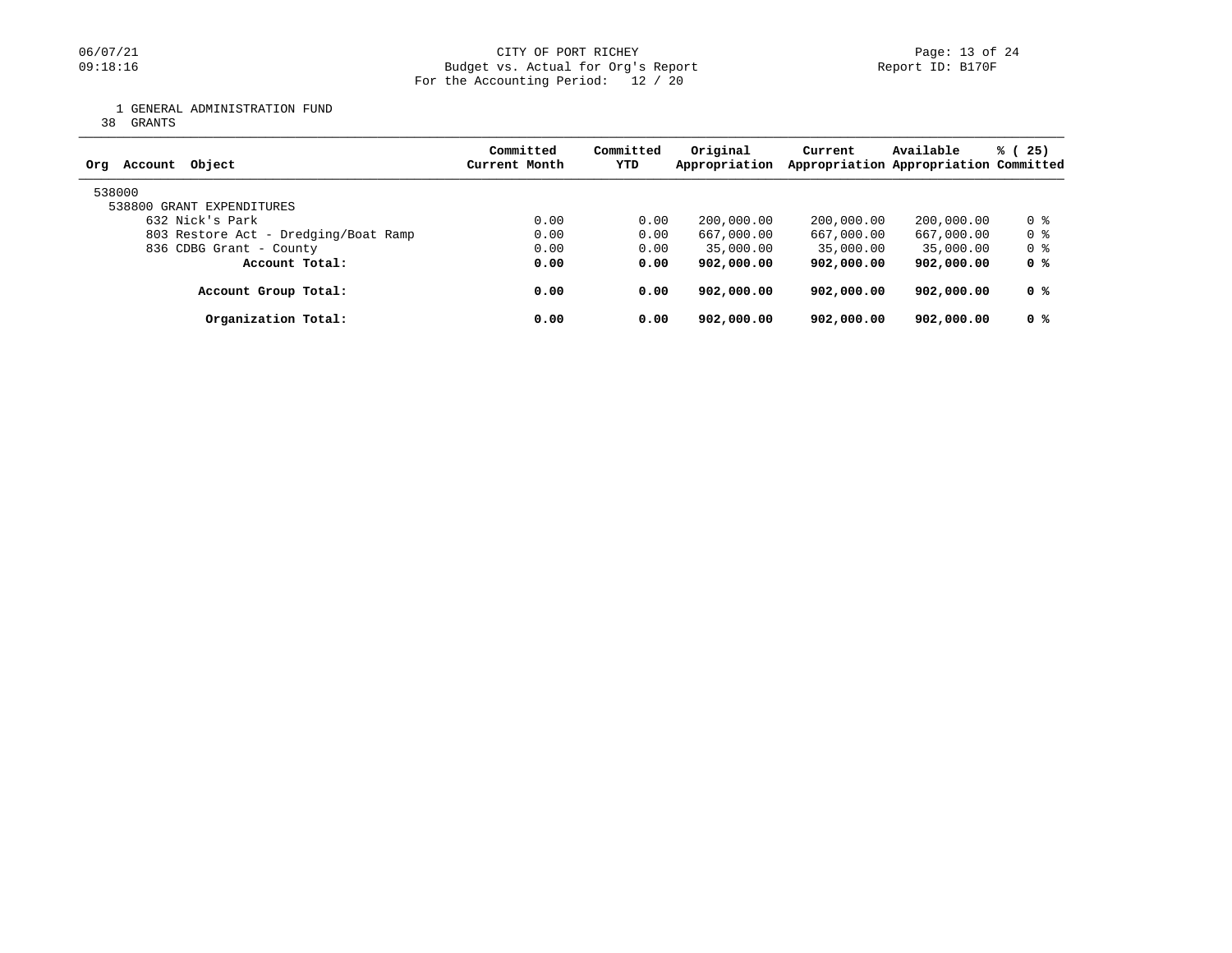CITY OF PORT RICHEY
Budget vs. Actual for Org's Report
For the Accounting Period: 12 / 20

1 GENERAL ADMINISTRATION FUND
38 GRANTS

| Org Account Object | Committed Current Month | Committed YTD | Original Appropriation | Current Appropriation | Available Appropriation | % ( 25) Committed |
|---|---|---|---|---|---|---|
| 538000 | | | | | | |
| 538800 GRANT EXPENDITURES | | | | | | |
| 632 Nick's Park | 0.00 | 0.00 | 200,000.00 | 200,000.00 | 200,000.00 | 0 % |
| 803 Restore Act - Dredging/Boat Ramp | 0.00 | 0.00 | 667,000.00 | 667,000.00 | 667,000.00 | 0 % |
| 836 CDBG Grant - County | 0.00 | 0.00 | 35,000.00 | 35,000.00 | 35,000.00 | 0 % |
| **Account Total:** | **0.00** | **0.00** | **902,000.00** | **902,000.00** | **902,000.00** | **0 %** |
| **Account Group Total:** | **0.00** | **0.00** | **902,000.00** | **902,000.00** | **902,000.00** | **0 %** |
| **Organization Total:** | **0.00** | **0.00** | **902,000.00** | **902,000.00** | **902,000.00** | **0 %** |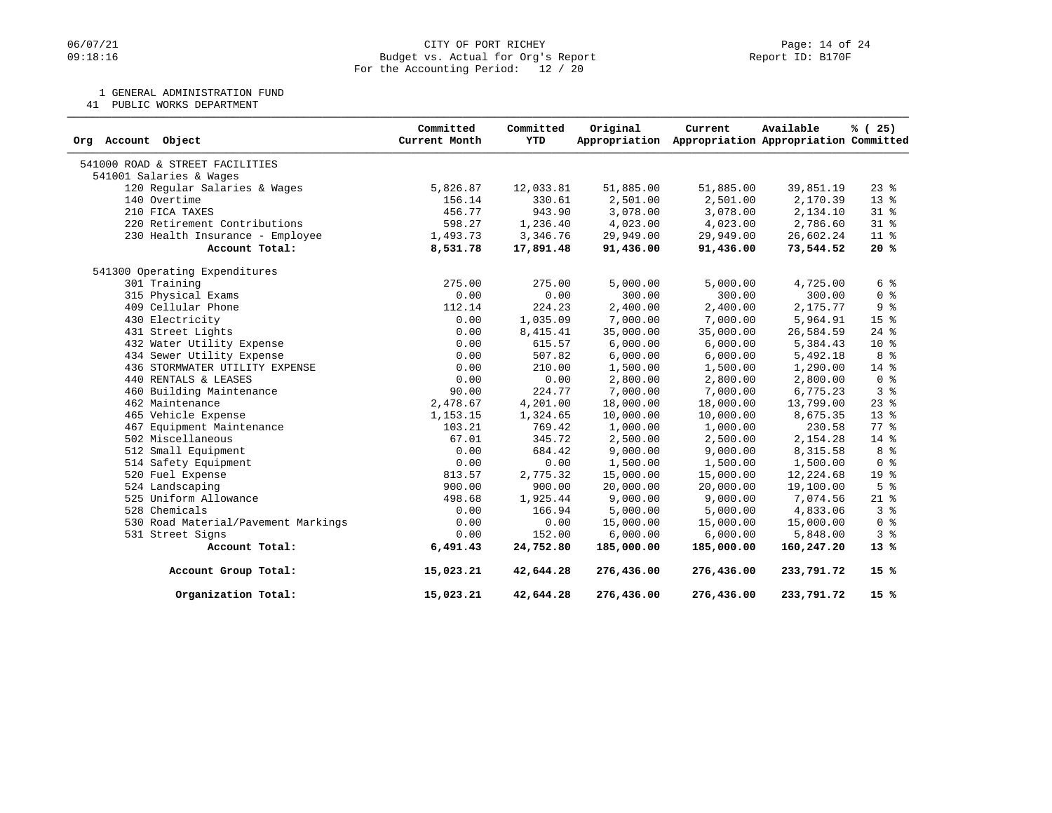CITY OF PORT RICHEY
Budget vs. Actual for Org's Report
For the Accounting Period: 12 / 20

1 GENERAL ADMINISTRATION FUND
41 PUBLIC WORKS DEPARTMENT

| Org Account Object | Committed Current Month | Committed YTD | Original Appropriation | Current Appropriation | Available Appropriation | % ( 25) Committed |
|---|---|---|---|---|---|---|
| 541000 ROAD & STREET FACILITIES | | | | | | |
| 541001 Salaries & Wages | | | | | | |
| 120 Regular Salaries & Wages | 5,826.87 | 12,033.81 | 51,885.00 | 51,885.00 | 39,851.19 | 23 % |
| 140 Overtime | 156.14 | 330.61 | 2,501.00 | 2,501.00 | 2,170.39 | 13 % |
| 210 FICA TAXES | 456.77 | 943.90 | 3,078.00 | 3,078.00 | 2,134.10 | 31 % |
| 220 Retirement Contributions | 598.27 | 1,236.40 | 4,023.00 | 4,023.00 | 2,786.60 | 31 % |
| 230 Health Insurance - Employee | 1,493.73 | 3,346.76 | 29,949.00 | 29,949.00 | 26,602.24 | 11 % |
| **Account Total:** | **8,531.78** | **17,891.48** | **91,436.00** | **91,436.00** | **73,544.52** | **20 %** |
| 541300 Operating Expenditures | | | | | | |
| 301 Training | 275.00 | 275.00 | 5,000.00 | 5,000.00 | 4,725.00 | 6 % |
| 315 Physical Exams | 0.00 | 0.00 | 300.00 | 300.00 | 300.00 | 0 % |
| 409 Cellular Phone | 112.14 | 224.23 | 2,400.00 | 2,400.00 | 2,175.77 | 9 % |
| 430 Electricity | 0.00 | 1,035.09 | 7,000.00 | 7,000.00 | 5,964.91 | 15 % |
| 431 Street Lights | 0.00 | 8,415.41 | 35,000.00 | 35,000.00 | 26,584.59 | 24 % |
| 432 Water Utility Expense | 0.00 | 615.57 | 6,000.00 | 6,000.00 | 5,384.43 | 10 % |
| 434 Sewer Utility Expense | 0.00 | 507.82 | 6,000.00 | 6,000.00 | 5,492.18 | 8 % |
| 436 STORMWATER UTILITY EXPENSE | 0.00 | 210.00 | 1,500.00 | 1,500.00 | 1,290.00 | 14 % |
| 440 RENTALS & LEASES | 0.00 | 0.00 | 2,800.00 | 2,800.00 | 2,800.00 | 0 % |
| 460 Building Maintenance | 90.00 | 224.77 | 7,000.00 | 7,000.00 | 6,775.23 | 3 % |
| 462 Maintenance | 2,478.67 | 4,201.00 | 18,000.00 | 18,000.00 | 13,799.00 | 23 % |
| 465 Vehicle Expense | 1,153.15 | 1,324.65 | 10,000.00 | 10,000.00 | 8,675.35 | 13 % |
| 467 Equipment Maintenance | 103.21 | 769.42 | 1,000.00 | 1,000.00 | 230.58 | 77 % |
| 502 Miscellaneous | 67.01 | 345.72 | 2,500.00 | 2,500.00 | 2,154.28 | 14 % |
| 512 Small Equipment | 0.00 | 684.42 | 9,000.00 | 9,000.00 | 8,315.58 | 8 % |
| 514 Safety Equipment | 0.00 | 0.00 | 1,500.00 | 1,500.00 | 1,500.00 | 0 % |
| 520 Fuel Expense | 813.57 | 2,775.32 | 15,000.00 | 15,000.00 | 12,224.68 | 19 % |
| 524 Landscaping | 900.00 | 900.00 | 20,000.00 | 20,000.00 | 19,100.00 | 5 % |
| 525 Uniform Allowance | 498.68 | 1,925.44 | 9,000.00 | 9,000.00 | 7,074.56 | 21 % |
| 528 Chemicals | 0.00 | 166.94 | 5,000.00 | 5,000.00 | 4,833.06 | 3 % |
| 530 Road Material/Pavement Markings | 0.00 | 0.00 | 15,000.00 | 15,000.00 | 15,000.00 | 0 % |
| 531 Street Signs | 0.00 | 152.00 | 6,000.00 | 6,000.00 | 5,848.00 | 3 % |
| **Account Total:** | **6,491.43** | **24,752.80** | **185,000.00** | **185,000.00** | **160,247.20** | **13 %** |
| **Account Group Total:** | **15,023.21** | **42,644.28** | **276,436.00** | **276,436.00** | **233,791.72** | **15 %** |
| **Organization Total:** | **15,023.21** | **42,644.28** | **276,436.00** | **276,436.00** | **233,791.72** | **15 %** |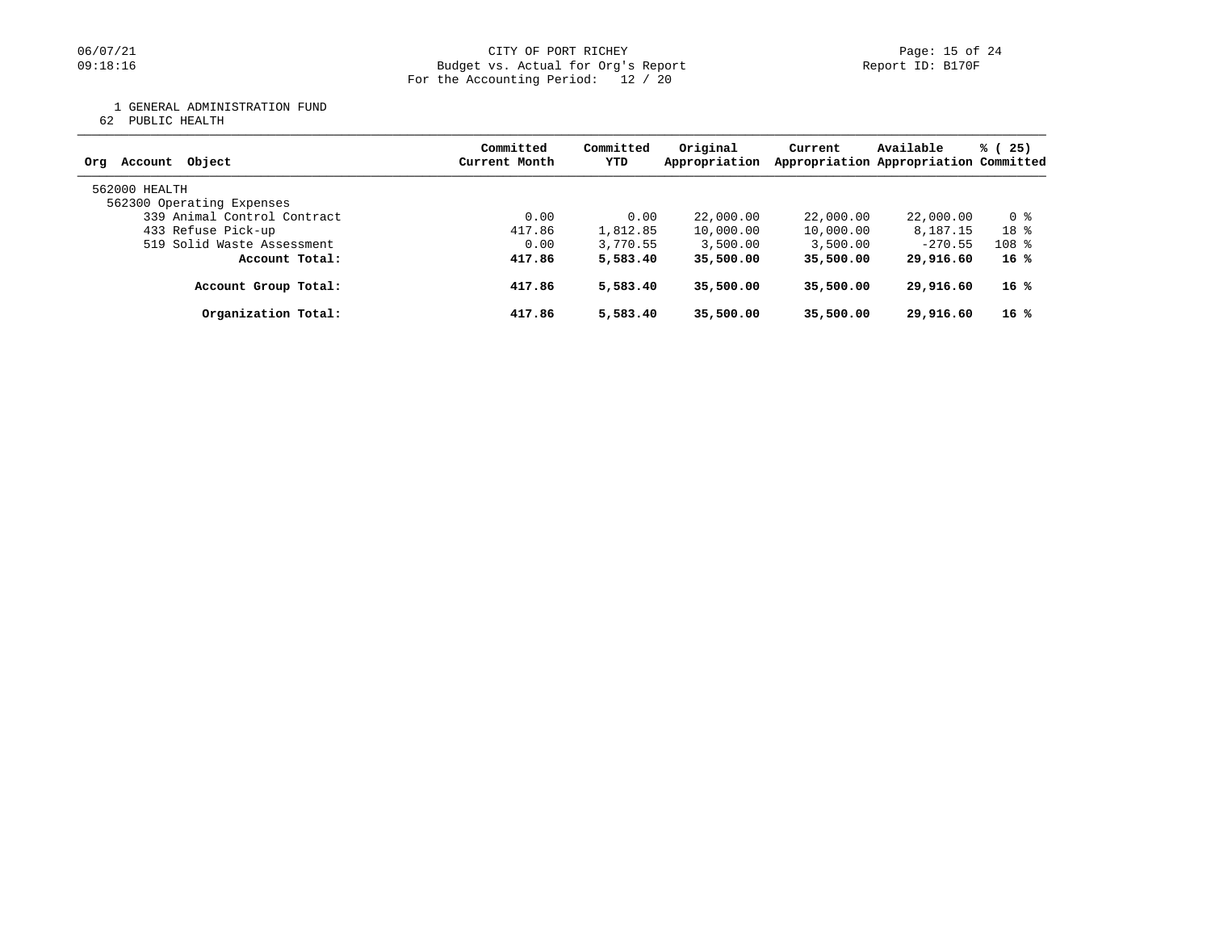CITY OF PORT RICHEY
Budget vs. Actual for Org's Report
For the Accounting Period: 12 / 20

06/07/21
09:18:16

Report ID: B170F

1 GENERAL ADMINISTRATION FUND
62 PUBLIC HEALTH

| Org Account Object | Committed Current Month | Committed YTD | Original Appropriation | Current Appropriation | Available Appropriation | % ( 25) Committed |
|---|---|---|---|---|---|---|
| 562000 HEALTH | | | | | | |
| 562300 Operating Expenses | | | | | | |
| 339 Animal Control Contract | 0.00 | 0.00 | 22,000.00 | 22,000.00 | 22,000.00 | 0 % |
| 433 Refuse Pick-up | 417.86 | 1,812.85 | 10,000.00 | 10,000.00 | 8,187.15 | 18 % |
| 519 Solid Waste Assessment | 0.00 | 3,770.55 | 3,500.00 | 3,500.00 | -270.55 | 108 % |
| **Account Total:** | **417.86** | **5,583.40** | **35,500.00** | **35,500.00** | **29,916.60** | **16 %** |
| **Account Group Total:** | **417.86** | **5,583.40** | **35,500.00** | **35,500.00** | **29,916.60** | **16 %** |
| **Organization Total:** | **417.86** | **5,583.40** | **35,500.00** | **35,500.00** | **29,916.60** | **16 %** |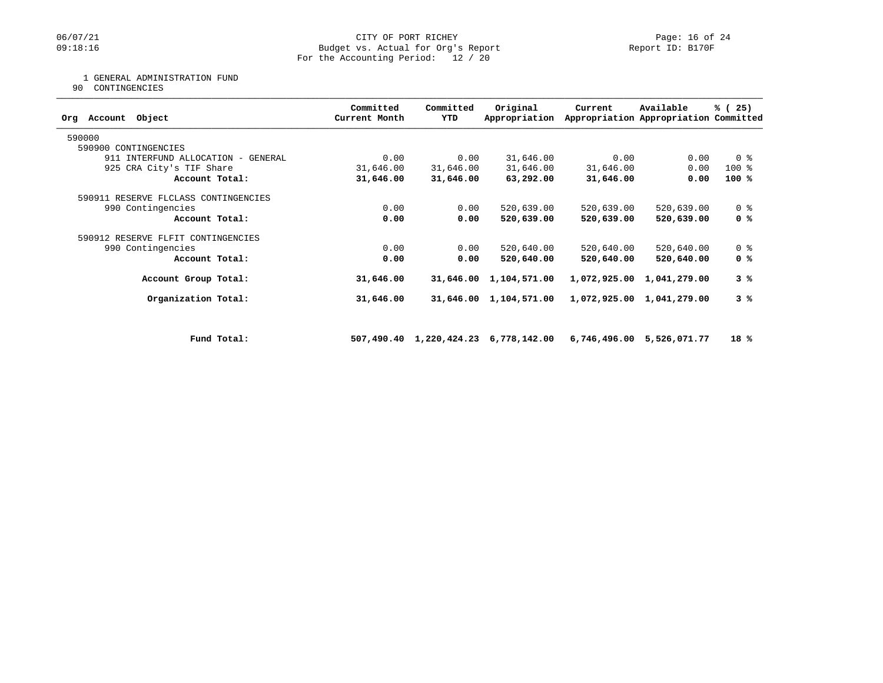1 GENERAL ADMINISTRATION FUND
90 CONTINGENCIES

| Org Account Object | Committed Current Month | Committed YTD | Original Appropriation | Current Appropriation | Available Appropriation | % ( 25) Committed |
|---|---|---|---|---|---|---|
| 590000 | | | | | | |
| 590900 CONTINGENCIES | | | | | | |
| 911 INTERFUND ALLOCATION - GENERAL | 0.00 | 0.00 | 31,646.00 | 0.00 | 0.00 | 0 % |
| 925 CRA City's TIF Share | 31,646.00 | 31,646.00 | 31,646.00 | 31,646.00 | 0.00 | 100 % |
| **Account Total:** | **31,646.00** | **31,646.00** | **63,292.00** | **31,646.00** | **0.00** | **100 %** |
| 590911 RESERVE FLCLASS CONTINGENCIES | | | | | | |
| 990 Contingencies | 0.00 | 0.00 | 520,639.00 | 520,639.00 | 520,639.00 | 0 % |
| **Account Total:** | **0.00** | **0.00** | **520,639.00** | **520,639.00** | **520,639.00** | **0 %** |
| 590912 RESERVE FLFIT CONTINGENCIES | | | | | | |
| 990 Contingencies | 0.00 | 0.00 | 520,640.00 | 520,640.00 | 520,640.00 | 0 % |
| **Account Total:** | **0.00** | **0.00** | **520,640.00** | **520,640.00** | **520,640.00** | **0 %** |
| **Account Group Total:** | **31,646.00** | **31,646.00** | **1,104,571.00** | **1,072,925.00** | **1,041,279.00** | **3 %** |
| **Organization Total:** | **31,646.00** | **31,646.00** | **1,104,571.00** | **1,072,925.00** | **1,041,279.00** | **3 %** |
| **Fund Total:** | **507,490.40** | **1,220,424.23** | **6,778,142.00** | **6,746,496.00** | **5,526,071.77** | **18 %** |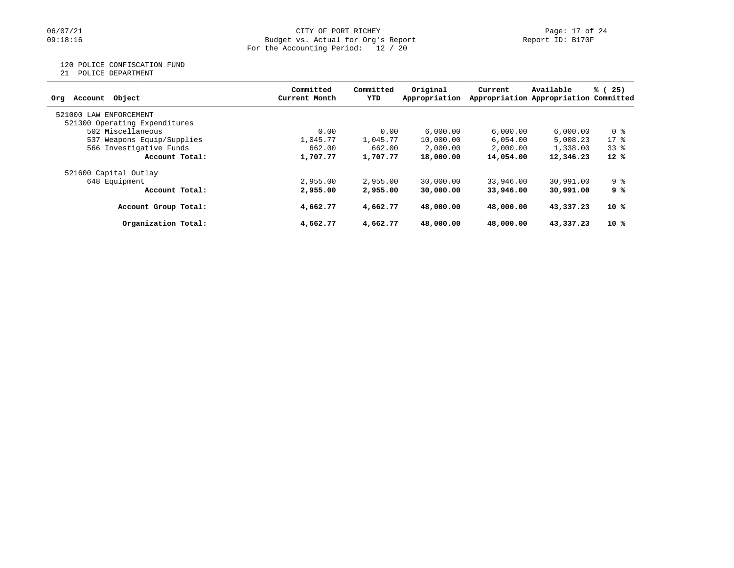CITY OF PORT RICHEY
Budget vs. Actual for Org's Report
For the Accounting Period: 12 / 20

120 POLICE CONFISCATION FUND
21 POLICE DEPARTMENT

| Org Account Object | Committed Current Month | Committed YTD | Original Appropriation | Current Appropriation | Available Appropriation | % ( 25) Committed |
|---|---|---|---|---|---|---|
| 521000 LAW ENFORCEMENT | | | | | | |
| 521300 Operating Expenditures | | | | | | |
| 502 Miscellaneous | 0.00 | 0.00 | 6,000.00 | 6,000.00 | 6,000.00 | 0 % |
| 537 Weapons Equip/Supplies | 1,045.77 | 1,045.77 | 10,000.00 | 6,054.00 | 5,008.23 | 17 % |
| 566 Investigative Funds | 662.00 | 662.00 | 2,000.00 | 2,000.00 | 1,338.00 | 33 % |
| **Account Total:** | **1,707.77** | **1,707.77** | **18,000.00** | **14,054.00** | **12,346.23** | **12 %** |
| 521600 Capital Outlay | | | | | | |
| 648 Equipment | 2,955.00 | 2,955.00 | 30,000.00 | 33,946.00 | 30,991.00 | 9 % |
| **Account Total:** | **2,955.00** | **2,955.00** | **30,000.00** | **33,946.00** | **30,991.00** | **9 %** |
| **Account Group Total:** | **4,662.77** | **4,662.77** | **48,000.00** | **48,000.00** | **43,337.23** | **10 %** |
| **Organization Total:** | **4,662.77** | **4,662.77** | **48,000.00** | **48,000.00** | **43,337.23** | **10 %** |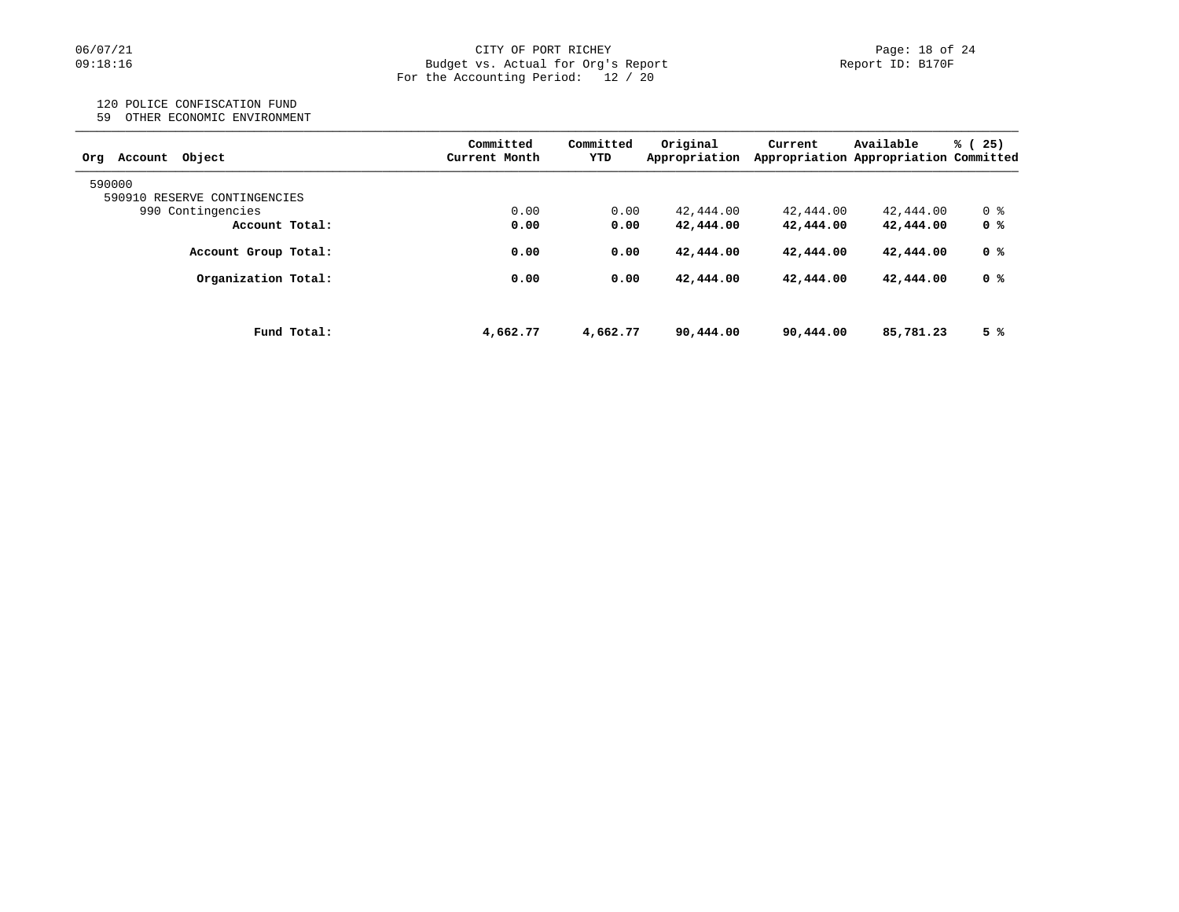CITY OF PORT RICHEY
Budget vs. Actual for Org's Report
For the Accounting Period: 12 / 20

06/07/21
09:18:16

Report ID: B170F

120 POLICE CONFISCATION FUND
59 OTHER ECONOMIC ENVIRONMENT

| Org Account Object | Committed Current Month | Committed YTD | Original Appropriation | Current Appropriation | Available Appropriation | % ( 25) Committed |
|---|---|---|---|---|---|---|
| 590000 | | | | | | |
| 590910 RESERVE CONTINGENCIES | | | | | | |
| 990 Contingencies | 0.00 | 0.00 | 42,444.00 | 42,444.00 | 42,444.00 | 0 % |
| **Account Total:** | **0.00** | **0.00** | **42,444.00** | **42,444.00** | **42,444.00** | **0 %** |
| **Account Group Total:** | **0.00** | **0.00** | **42,444.00** | **42,444.00** | **42,444.00** | **0 %** |
| **Organization Total:** | **0.00** | **0.00** | **42,444.00** | **42,444.00** | **42,444.00** | **0 %** |
| **Fund Total:** | **4,662.77** | **4,662.77** | **90,444.00** | **90,444.00** | **85,781.23** | **5 %** |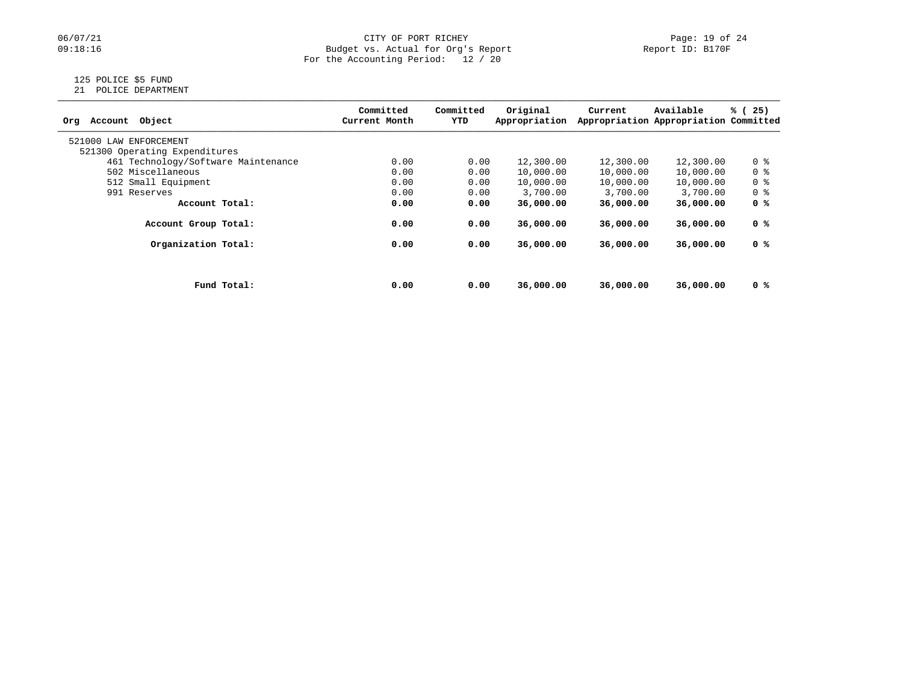CITY OF PORT RICHEY
Budget vs. Actual for Org's Report
For the Accounting Period: 12 / 20

125 POLICE $5 FUND
21 POLICE DEPARTMENT

| Org Account Object | Committed Current Month | Committed YTD | Original Appropriation | Current Appropriation | Available Appropriation | % ( 25) Committed |
|---|---|---|---|---|---|---|
| 521000 LAW ENFORCEMENT | | | | | | |
| 521300 Operating Expenditures | | | | | | |
| 461 Technology/Software Maintenance | 0.00 | 0.00 | 12,300.00 | 12,300.00 | 12,300.00 | 0 % |
| 502 Miscellaneous | 0.00 | 0.00 | 10,000.00 | 10,000.00 | 10,000.00 | 0 % |
| 512 Small Equipment | 0.00 | 0.00 | 10,000.00 | 10,000.00 | 10,000.00 | 0 % |
| 991 Reserves | 0.00 | 0.00 | 3,700.00 | 3,700.00 | 3,700.00 | 0 % |
| **Account Total:** | **0.00** | **0.00** | **36,000.00** | **36,000.00** | **36,000.00** | **0 %** |
| **Account Group Total:** | **0.00** | **0.00** | **36,000.00** | **36,000.00** | **36,000.00** | **0 %** |
| **Organization Total:** | **0.00** | **0.00** | **36,000.00** | **36,000.00** | **36,000.00** | **0 %** |
| **Fund Total:** | **0.00** | **0.00** | **36,000.00** | **36,000.00** | **36,000.00** | **0 %** |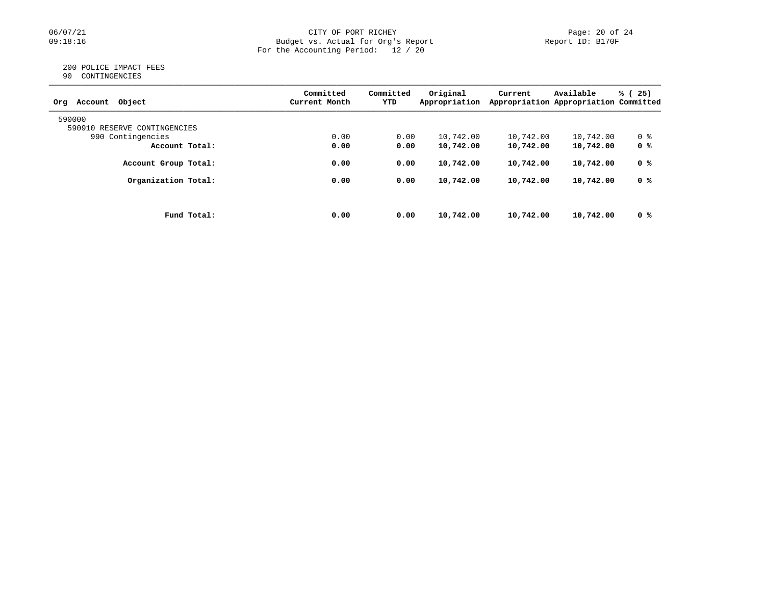CITY OF PORT RICHEY
Budget vs. Actual for Org's Report
For the Accounting Period: 12 / 20

200 POLICE IMPACT FEES
90 CONTINGENCIES

| Org Account Object | Committed Current Month | Committed YTD | Original Appropriation | Current Appropriation | Available Appropriation | % ( 25) Committed |
|---|---|---|---|---|---|---|
| 590000 | | | | | | |
| 590910 RESERVE CONTINGENCIES | | | | | | |
| 990 Contingencies | 0.00 | 0.00 | 10,742.00 | 10,742.00 | 10,742.00 | 0 % |
| **Account Total:** | **0.00** | **0.00** | **10,742.00** | **10,742.00** | **10,742.00** | **0 %** |
| **Account Group Total:** | **0.00** | **0.00** | **10,742.00** | **10,742.00** | **10,742.00** | **0 %** |
| **Organization Total:** | **0.00** | **0.00** | **10,742.00** | **10,742.00** | **10,742.00** | **0 %** |
| **Fund Total:** | **0.00** | **0.00** | **10,742.00** | **10,742.00** | **10,742.00** | **0 %** |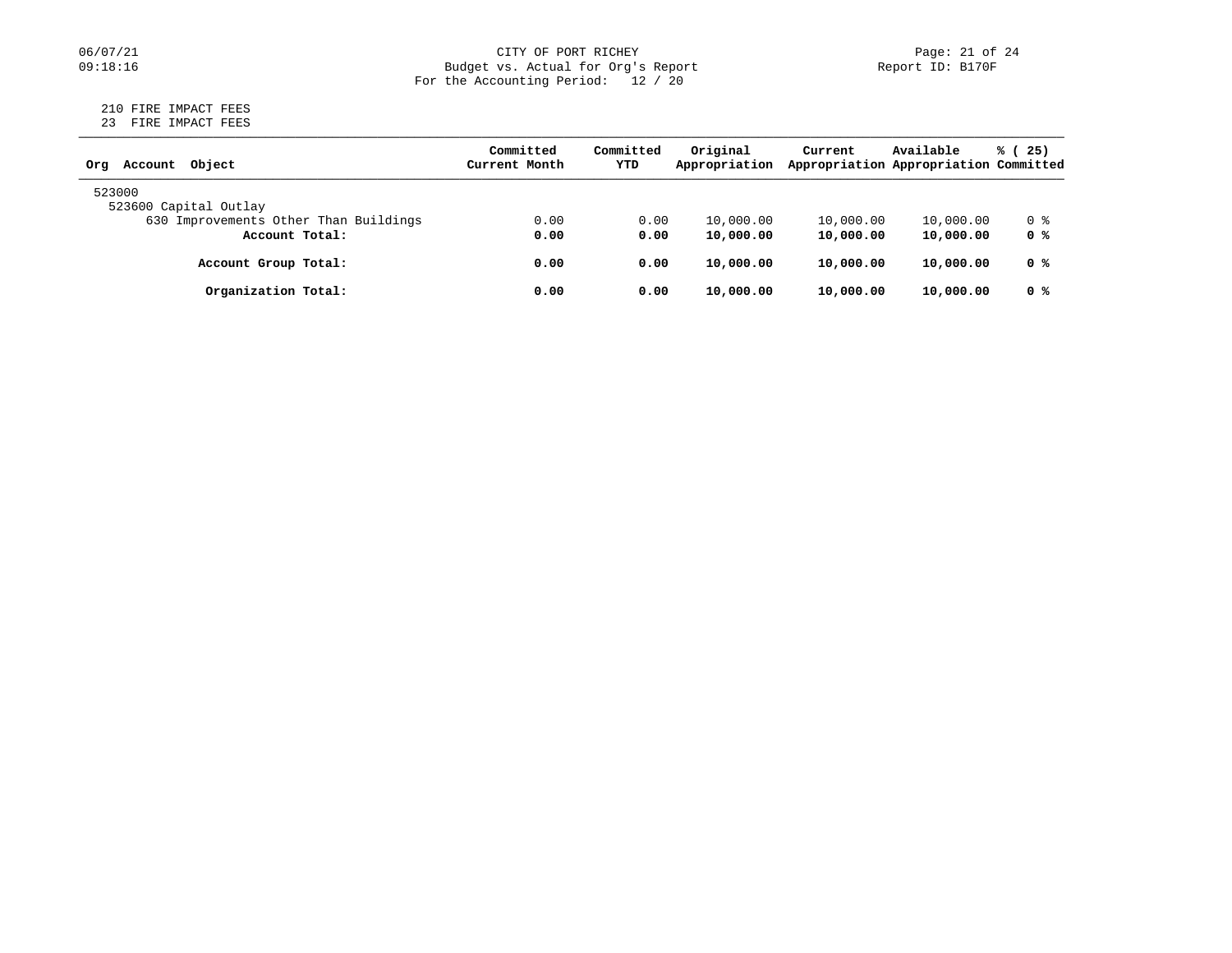CITY OF PORT RICHEY
Budget vs. Actual for Org's Report
For the Accounting Period: 12 / 20

210 FIRE IMPACT FEES
23 FIRE IMPACT FEES

| Org Account Object | Committed Current Month | Committed YTD | Original Appropriation | Current Appropriation | Available Appropriation | % ( 25) Committed |
|---|---|---|---|---|---|---|
| 523000 | | | | | | |
| 523600 Capital Outlay | | | | | | |
| 630 Improvements Other Than Buildings | 0.00 | 0.00 | 10,000.00 | 10,000.00 | 10,000.00 | 0 % |
| **Account Total:** | **0.00** | **0.00** | **10,000.00** | **10,000.00** | **10,000.00** | **0 %** |
| **Account Group Total:** | **0.00** | **0.00** | **10,000.00** | **10,000.00** | **10,000.00** | **0 %** |
| **Organization Total:** | **0.00** | **0.00** | **10,000.00** | **10,000.00** | **10,000.00** | **0 %** |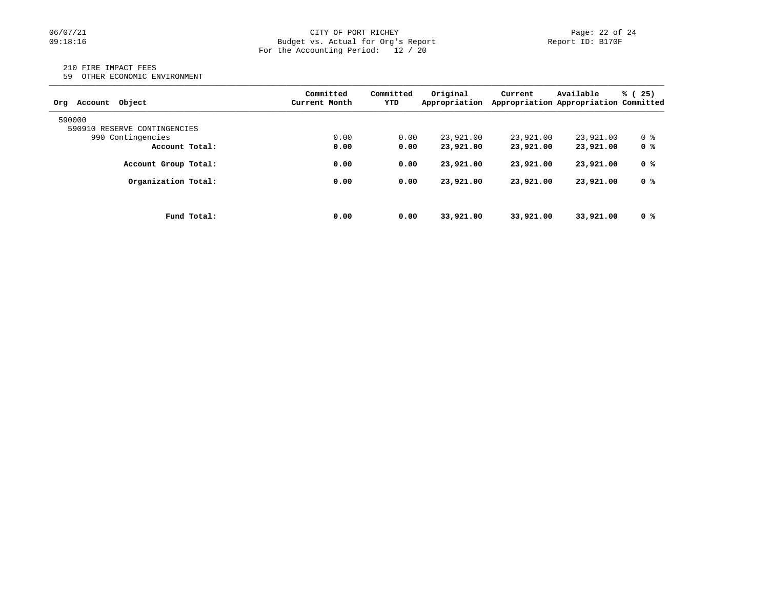CITY OF PORT RICHEY
Budget vs. Actual for Org's Report
For the Accounting Period: 12 / 20

06/07/21
09:18:16

Report ID: B170F

210 FIRE IMPACT FEES
59 OTHER ECONOMIC ENVIRONMENT

| Org Account Object | Committed Current Month | Committed YTD | Original Appropriation | Current Appropriation | Available Appropriation | % ( 25) Committed |
|---|---|---|---|---|---|---|
| 590000 | | | | | | |
| 590910 RESERVE CONTINGENCIES | | | | | | |
| 990 Contingencies | 0.00 | 0.00 | 23,921.00 | 23,921.00 | 23,921.00 | 0 % |
| **Account Total:** | **0.00** | **0.00** | **23,921.00** | **23,921.00** | **23,921.00** | **0 %** |
| **Account Group Total:** | **0.00** | **0.00** | **23,921.00** | **23,921.00** | **23,921.00** | **0 %** |
| **Organization Total:** | **0.00** | **0.00** | **23,921.00** | **23,921.00** | **23,921.00** | **0 %** |
| **Fund Total:** | **0.00** | **0.00** | **33,921.00** | **33,921.00** | **33,921.00** | **0 %** |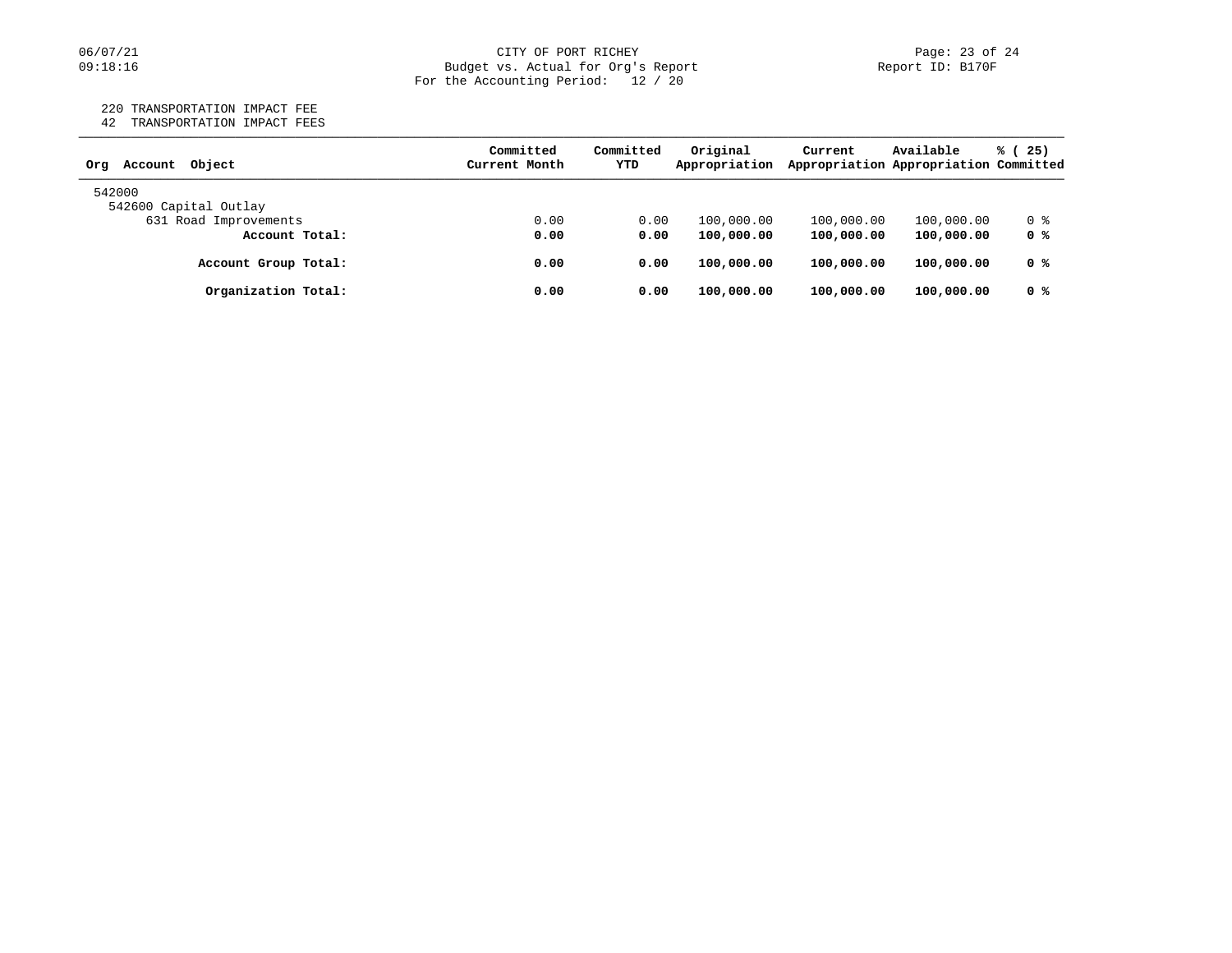CITY OF PORT RICHEY
Budget vs. Actual for Org's Report
For the Accounting Period: 12 / 20

220 TRANSPORTATION IMPACT FEE
42 TRANSPORTATION IMPACT FEES

| Org Account Object | Committed Current Month | Committed YTD | Original Appropriation | Current Appropriation | Available Appropriation | % ( 25) Committed |
|---|---|---|---|---|---|---|
| 542000 | | | | | | |
| 542600 Capital Outlay | | | | | | |
| 631 Road Improvements | 0.00 | 0.00 | 100,000.00 | 100,000.00 | 100,000.00 | 0 % |
| **Account Total:** | **0.00** | **0.00** | **100,000.00** | **100,000.00** | **100,000.00** | **0 %** |
| **Account Group Total:** | **0.00** | **0.00** | **100,000.00** | **100,000.00** | **100,000.00** | **0 %** |
| **Organization Total:** | **0.00** | **0.00** | **100,000.00** | **100,000.00** | **100,000.00** | **0 %** |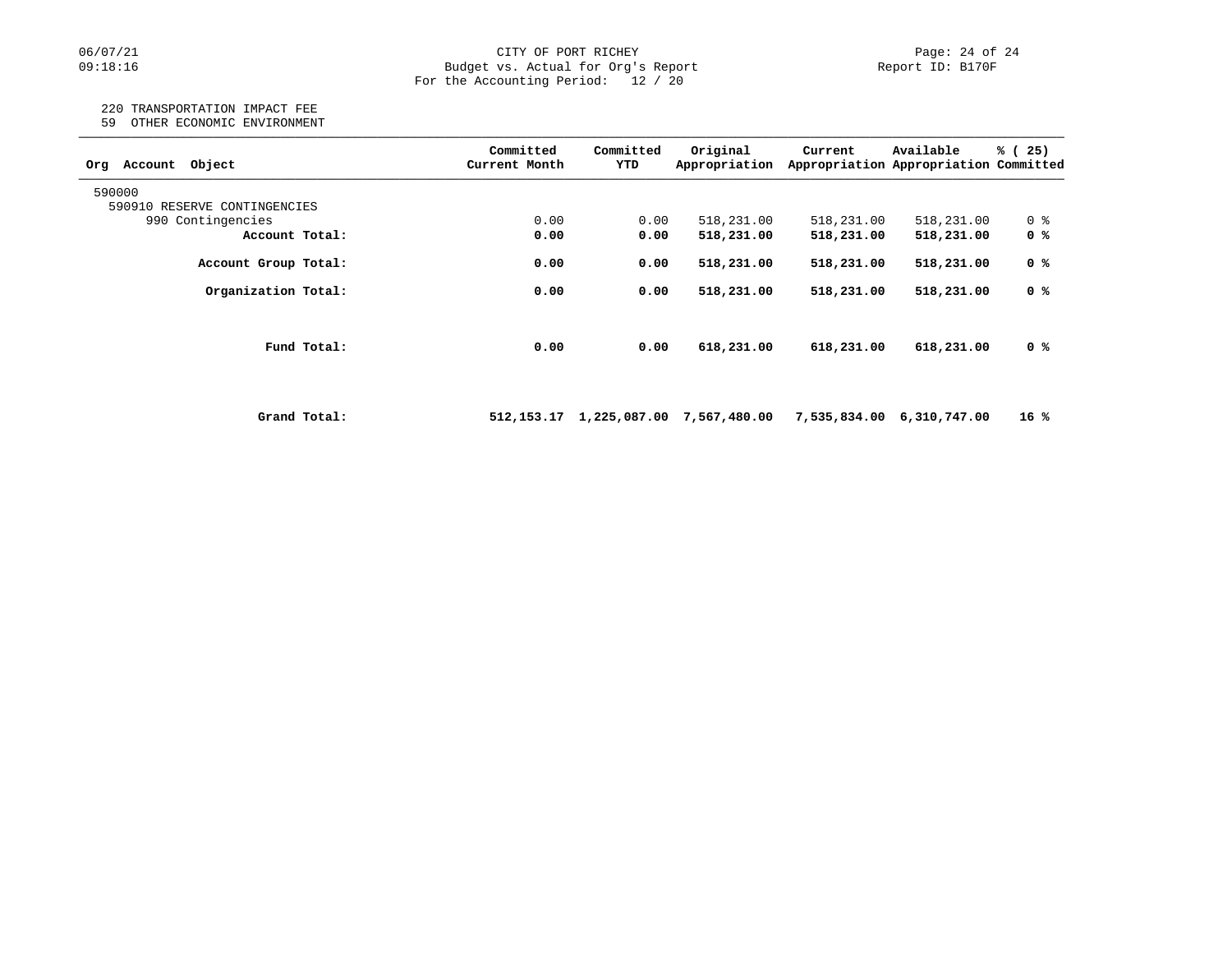CITY OF PORT RICHEY
Budget vs. Actual for Org's Report
For the Accounting Period: 12 / 20

220 TRANSPORTATION IMPACT FEE
59 OTHER ECONOMIC ENVIRONMENT

| Org Account Object | Committed Current Month | Committed YTD | Original Appropriation | Current Appropriation | Available Appropriation | % ( 25) Committed |
|---|---|---|---|---|---|---|
| 590000 | | | | | | |
| 590910 RESERVE CONTINGENCIES | | | | | | |
| 990 Contingencies | 0.00 | 0.00 | 518,231.00 | 518,231.00 | 518,231.00 | 0 % |
| **Account Total:** | **0.00** | **0.00** | **518,231.00** | **518,231.00** | **518,231.00** | **0 %** |
| **Account Group Total:** | **0.00** | **0.00** | **518,231.00** | **518,231.00** | **518,231.00** | **0 %** |
| **Organization Total:** | **0.00** | **0.00** | **518,231.00** | **518,231.00** | **518,231.00** | **0 %** |
| **Fund Total:** | **0.00** | **0.00** | **618,231.00** | **618,231.00** | **618,231.00** | **0 %** |
| **Grand Total:** | **512,153.17** | **1,225,087.00** | **7,567,480.00** | **7,535,834.00** | **6,310,747.00** | **16 %** |